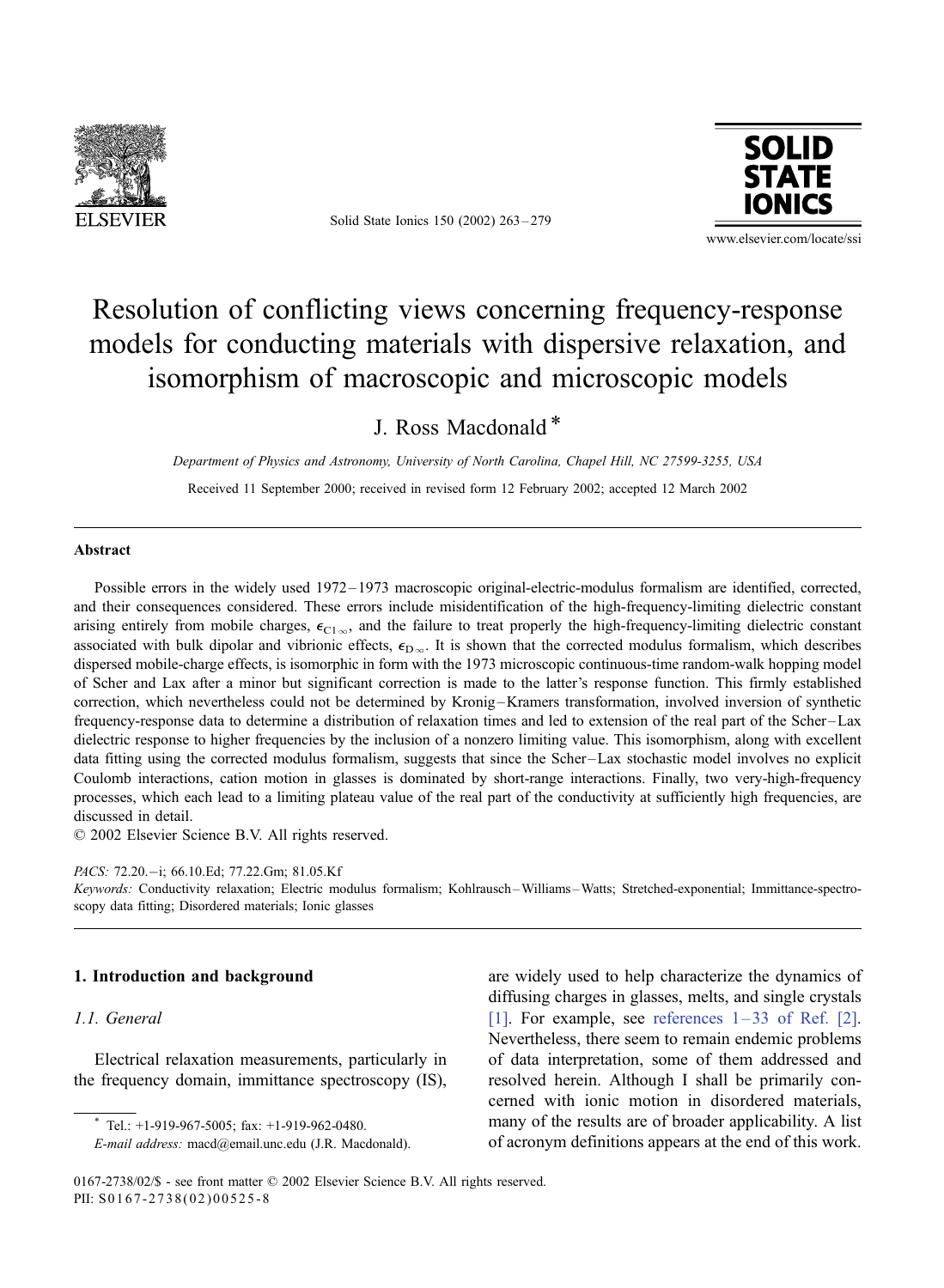# Resolution of conflicting views concerning frequency-response models for conducting materials with dispersive relaxation, and isomorphism of macroscopic and microscopic models

J. Ross Macdonald*

*Department of Physics and Astronomy, University of North Carolina, Chapel Hill, NC 27599-3255, USA*

Received 11 September 2000; received in revised form 12 February 2002; accepted 12 March 2002

## Abstract

Possible errors in the widely used 1972–1973 macroscopic original-electric-modulus formalism are identified, corrected, and their consequences considered. These errors include misidentification of the high-frequency-limiting dielectric constant arising entirely from mobile charges, $\epsilon_{C1\infty}$, and the failure to treat properly the high-frequency-limiting dielectric constant associated with bulk dipolar and vibrionic effects, $\epsilon_{D\infty}$. It is shown that the corrected modulus formalism, which describes dispersed mobile-charge effects, is isomorphic in form with the 1973 microscopic continuous-time random-walk hopping model of Scher and Lax after a minor but significant correction is made to the latter's response function. This firmly established correction, which nevertheless could not be determined by Kronig–Kramers transformation, involved inversion of synthetic frequency-response data to determine a distribution of relaxation times and led to extension of the real part of the Scher–Lax dielectric response to higher frequencies by the inclusion of a nonzero limiting value. This isomorphism, along with excellent data fitting using the corrected modulus formalism, suggests that since the Scher–Lax stochastic model involves no explicit Coulomb interactions, cation motion in glasses is dominated by short-range interactions. Finally, two very-high-frequency processes, which each lead to a limiting plateau value of the real part of the conductivity at sufficiently high frequencies, are discussed in detail.

© 2002 Elsevier Science B.V. All rights reserved.

*PACS:* 72.20.−i; 66.10.Ed; 77.22.Gm; 81.05.Kf

*Keywords:* Conductivity relaxation; Electric modulus formalism; Kohlrausch–Williams–Watts; Stretched-exponential; Immittance-spectroscopy data fitting; Disordered materials; Ionic glasses

## 1. Introduction and background

### 1.1. General

Electrical relaxation measurements, particularly in the frequency domain, immittance spectroscopy (IS), are widely used to help characterize the dynamics of diffusing charges in glasses, melts, and single crystals [1]. For example, see references 1–33 of Ref. [2]. Nevertheless, there seem to remain endemic problems of data interpretation, some of them addressed and resolved herein. Although I shall be primarily concerned with ionic motion in disordered materials, many of the results are of broader applicability. A list of acronym definitions appears at the end of this work.

* Tel.: +1-919-967-5005; fax: +1-919-962-0480.
*E-mail address:* macd@email.unc.edu (J.R. Macdonald).

0167-2738/02/$ - see front matter © 2002 Elsevier Science B.V. All rights reserved.
PII: S0167-2738(02)00525-8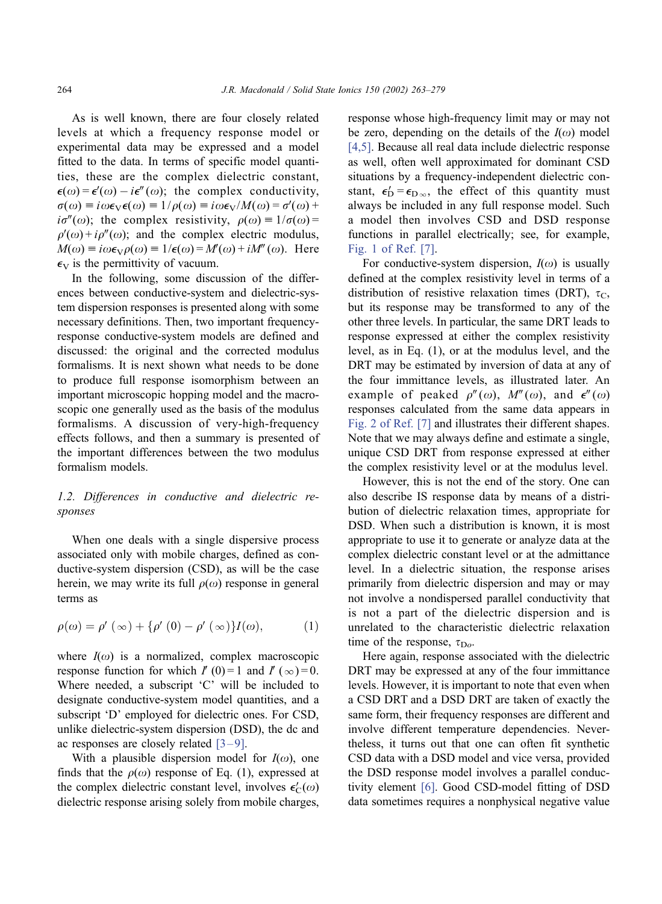As is well known, there are four closely related levels at which a frequency response model or experimental data may be expressed and a model fitted to the data. In terms of specific model quantities, these are the complex dielectric constant, $\epsilon(\omega) = \epsilon'(\omega) - i\epsilon''(\omega)$; the complex conductivity, $\sigma(\omega) \equiv i\omega\epsilon_V\epsilon(\omega) \equiv 1/\rho(\omega) \equiv i\omega\epsilon_V/M(\omega) = \sigma'(\omega) + i\sigma''(\omega)$; the complex resistivity, $\rho(\omega) \equiv 1/\sigma(\omega) = \rho'(\omega) + i\rho''(\omega)$; and the complex electric modulus, $M(\omega) \equiv i\omega\epsilon_V\rho(\omega) \equiv 1/\epsilon(\omega) = M'(\omega) + iM''(\omega)$. Here $\epsilon_V$ is the permittivity of vacuum.

In the following, some discussion of the differences between conductive-system and dielectric-system dispersion responses is presented along with some necessary definitions. Then, two important frequency-response conductive-system models are defined and discussed: the original and the corrected modulus formalisms. It is next shown what needs to be done to produce full response isomorphism between an important microscopic hopping model and the macroscopic one generally used as the basis of the modulus formalisms. A discussion of very-high-frequency effects follows, and then a summary is presented of the important differences between the two modulus formalism models.

### 1.2. Differences in conductive and dielectric responses

When one deals with a single dispersive process associated only with mobile charges, defined as conductive-system dispersion (CSD), as will be the case herein, we may write its full $\rho(\omega)$ response in general terms as

$$\rho(\omega) = \rho'(\infty) + \{\rho'(0) - \rho'(\infty)\}I(\omega), \tag{1}$$

where $I(\omega)$ is a normalized, complex macroscopic response function for which $I'(0) = 1$ and $I'(\infty) = 0$. Where needed, a subscript 'C' will be included to designate conductive-system model quantities, and a subscript 'D' employed for dielectric ones. For CSD, unlike dielectric-system dispersion (DSD), the dc and ac responses are closely related [3–9].

With a plausible dispersion model for $I(\omega)$, one finds that the $\rho(\omega)$ response of Eq. (1), expressed at the complex dielectric constant level, involves $\epsilon'_C(\omega)$ dielectric response arising solely from mobile charges, response whose high-frequency limit may or may not be zero, depending on the details of the $I(\omega)$ model [4,5]. Because all real data include dielectric response as well, often well approximated for dominant CSD situations by a frequency-independent dielectric constant, $\epsilon'_D = \epsilon_{D\infty}$, the effect of this quantity must always be included in any full response model. Such a model then involves CSD and DSD response functions in parallel electrically; see, for example, Fig. 1 of Ref. [7].

For conductive-system dispersion, $I(\omega)$ is usually defined at the complex resistivity level in terms of a distribution of resistive relaxation times (DRT), $\tau_C$, but its response may be transformed to any of the other three levels. In particular, the same DRT leads to response expressed at either the complex resistivity level, as in Eq. (1), or at the modulus level, and the DRT may be estimated by inversion of data at any of the four immittance levels, as illustrated later. An example of peaked $\rho''(\omega)$, $M''(\omega)$, and $\epsilon''(\omega)$ responses calculated from the same data appears in Fig. 2 of Ref. [7] and illustrates their different shapes. Note that we may always define and estimate a single, unique CSD DRT from response expressed at either the complex resistivity level or at the modulus level.

However, this is not the end of the story. One can also describe IS response data by means of a distribution of dielectric relaxation times, appropriate for DSD. When such a distribution is known, it is most appropriate to use it to generate or analyze data at the complex dielectric constant level or at the admittance level. In a dielectric situation, the response arises primarily from dielectric dispersion and may or may not involve a nondispersed parallel conductivity that is not a part of the dielectric dispersion and is unrelated to the characteristic dielectric relaxation time of the response, $\tau_{Do}$.

Here again, response associated with the dielectric DRT may be expressed at any of the four immittance levels. However, it is important to note that even when a CSD DRT and a DSD DRT are taken of exactly the same form, their frequency responses are different and involve different temperature dependencies. Nevertheless, it turns out that one can often fit synthetic CSD data with a DSD model and vice versa, provided the DSD response model involves a parallel conductivity element [6]. Good CSD-model fitting of DSD data sometimes requires a nonphysical negative value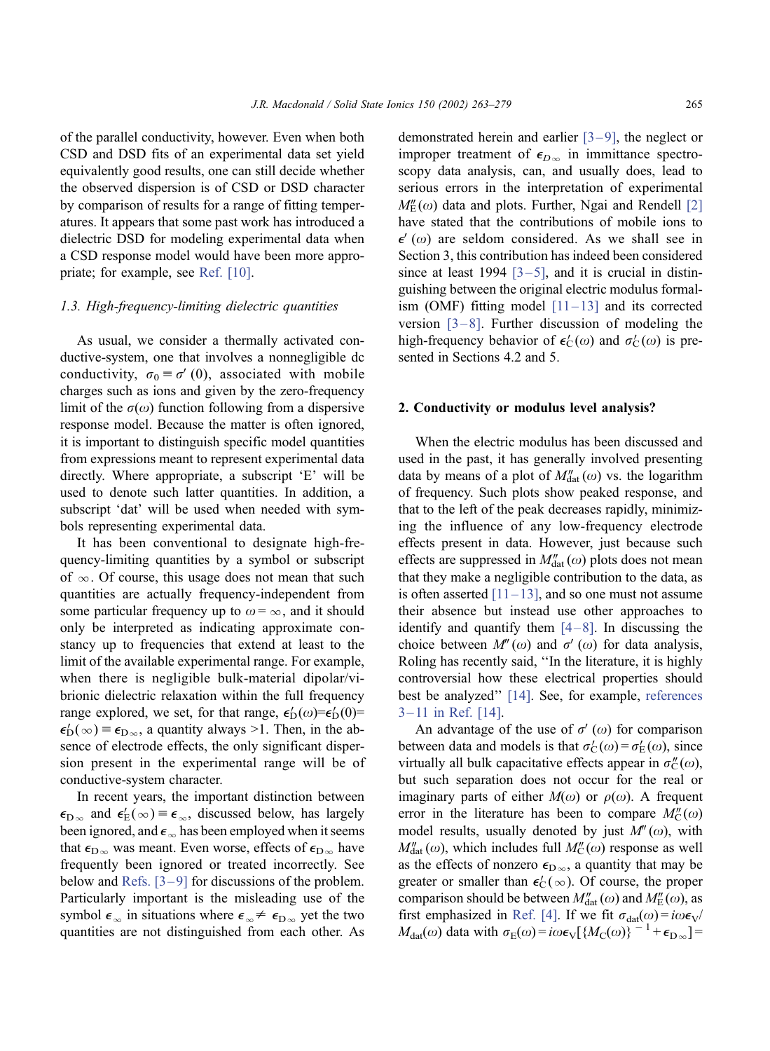of the parallel conductivity, however. Even when both CSD and DSD fits of an experimental data set yield equivalently good results, one can still decide whether the observed dispersion is of CSD or DSD character by comparison of results for a range of fitting temperatures. It appears that some past work has introduced a dielectric DSD for modeling experimental data when a CSD response model would have been more appropriate; for example, see Ref. [10].

### 1.3. High-frequency-limiting dielectric quantities

As usual, we consider a thermally activated conductive-system, one that involves a nonnegligible dc conductivity, $\sigma_0 \equiv \sigma'(0)$, associated with mobile charges such as ions and given by the zero-frequency limit of the $\sigma(\omega)$ function following from a dispersive response model. Because the matter is often ignored, it is important to distinguish specific model quantities from expressions meant to represent experimental data directly. Where appropriate, a subscript 'E' will be used to denote such latter quantities. In addition, a subscript 'dat' will be used when needed with symbols representing experimental data.

It has been conventional to designate high-frequency-limiting quantities by a symbol or subscript of $\infty$. Of course, this usage does not mean that such quantities are actually frequency-independent from some particular frequency up to $\omega = \infty$, and it should only be interpreted as indicating approximate constancy up to frequencies that extend at least to the limit of the available experimental range. For example, when there is negligible bulk-material dipolar/vibrionic dielectric relaxation within the full frequency range explored, we set, for that range, $\epsilon'_{\mathrm{D}}(\omega) = \epsilon'_{\mathrm{D}}(0) = \epsilon'_{\mathrm{D}}(\infty) \equiv \epsilon_{\mathrm{D}\infty}$, a quantity always $>1$. Then, in the absence of electrode effects, the only significant dispersion present in the experimental range will be of conductive-system character.

In recent years, the important distinction between $\epsilon_{\mathrm{D}\infty}$ and $\epsilon'_{\mathrm{E}}(\infty) \equiv \epsilon_{\infty}$, discussed below, has largely been ignored, and $\epsilon_{\infty}$ has been employed when it seems that $\epsilon_{\mathrm{D}\infty}$ was meant. Even worse, effects of $\epsilon_{\mathrm{D}\infty}$ have frequently been ignored or treated incorrectly. See below and Refs. [3–9] for discussions of the problem. Particularly important is the misleading use of the symbol $\epsilon_{\infty}$ in situations where $\epsilon_{\infty} \neq \epsilon_{\mathrm{D}\infty}$ yet the two quantities are not distinguished from each other. As demonstrated herein and earlier [3–9], the neglect or improper treatment of $\epsilon_{D\infty}$ in immittance spectroscopy data analysis, can, and usually does, lead to serious errors in the interpretation of experimental $M''_{\mathrm{E}}(\omega)$ data and plots. Further, Ngai and Rendell [2] have stated that the contributions of mobile ions to $\epsilon'(\omega)$ are seldom considered. As we shall see in Section 3, this contribution has indeed been considered since at least 1994 [3–5], and it is crucial in distinguishing between the original electric modulus formalism (OMF) fitting model [11–13] and its corrected version [3–8]. Further discussion of modeling the high-frequency behavior of $\epsilon'_{\mathrm{C}}(\omega)$ and $\sigma'_{\mathrm{C}}(\omega)$ is presented in Sections 4.2 and 5.

## 2. Conductivity or modulus level analysis?

When the electric modulus has been discussed and used in the past, it has generally involved presenting data by means of a plot of $M''_{\mathrm{dat}}(\omega)$ vs. the logarithm of frequency. Such plots show peaked response, and that to the left of the peak decreases rapidly, minimizing the influence of any low-frequency electrode effects present in data. However, just because such effects are suppressed in $M''_{\mathrm{dat}}(\omega)$ plots does not mean that they make a negligible contribution to the data, as is often asserted [11–13], and so one must not assume their absence but instead use other approaches to identify and quantify them [4–8]. In discussing the choice between $M''(\omega)$ and $\sigma'(\omega)$ for data analysis, Roling has recently said, "In the literature, it is highly controversial how these electrical properties should best be analyzed" [14]. See, for example, references 3–11 in Ref. [14].

An advantage of the use of $\sigma'(\omega)$ for comparison between data and models is that $\sigma'_{\mathrm{C}}(\omega) = \sigma'_{\mathrm{E}}(\omega)$, since virtually all bulk capacitative effects appear in $\sigma''_{\mathrm{C}}(\omega)$, but such separation does not occur for the real or imaginary parts of either $M(\omega)$ or $\rho(\omega)$. A frequent error in the literature has been to compare $M''_{\mathrm{C}}(\omega)$ model results, usually denoted by just $M''(\omega)$, with $M''_{\mathrm{dat}}(\omega)$, which includes full $M''_{\mathrm{C}}(\omega)$ response as well as the effects of nonzero $\epsilon_{\mathrm{D}\infty}$, a quantity that may be greater or smaller than $\epsilon'_{\mathrm{C}}(\infty)$. Of course, the proper comparison should be between $M''_{\mathrm{dat}}(\omega)$ and $M''_{\mathrm{E}}(\omega)$, as first emphasized in Ref. [4]. If we fit $\sigma_{\mathrm{dat}}(\omega) = i\omega\epsilon_{\mathrm{V}}/M_{\mathrm{dat}}(\omega)$ data with $\sigma_{\mathrm{E}}(\omega) = i\omega\epsilon_{\mathrm{V}}[\{M_{\mathrm{C}}(\omega)\}^{-1} + \epsilon_{\mathrm{D}\infty}] =$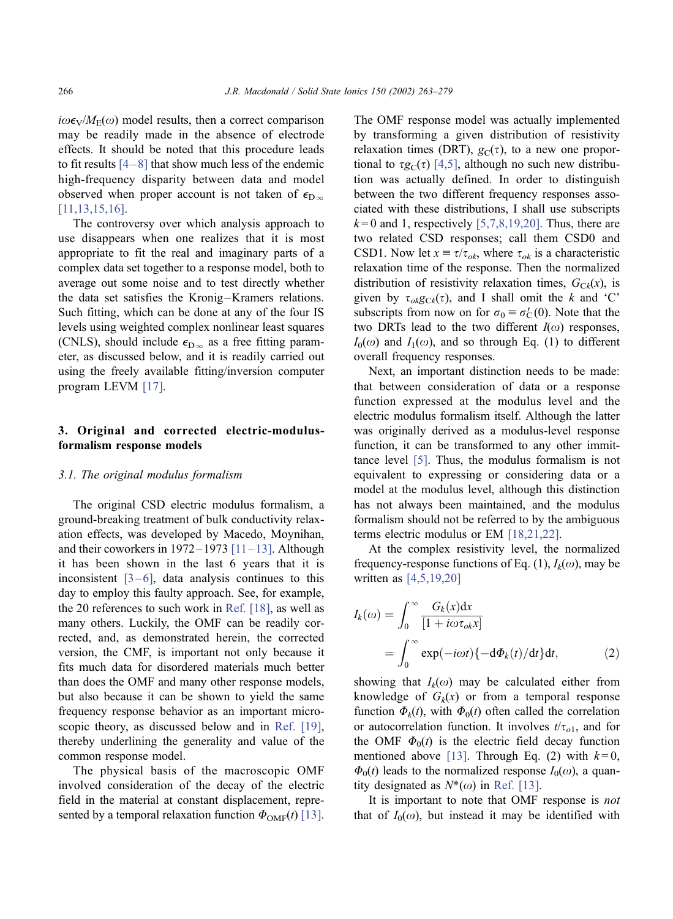$i\omega\epsilon_V/M_E(\omega)$ model results, then a correct comparison may be readily made in the absence of electrode effects. It should be noted that this procedure leads to fit results [4–8] that show much less of the endemic high-frequency disparity between data and model observed when proper account is not taken of $\epsilon_{D\infty}$ [11,13,15,16].

The controversy over which analysis approach to use disappears when one realizes that it is most appropriate to fit the real and imaginary parts of a complex data set together to a response model, both to average out some noise and to test directly whether the data set satisfies the Kronig–Kramers relations. Such fitting, which can be done at any of the four IS levels using weighted complex nonlinear least squares (CNLS), should include $\epsilon_{D\infty}$ as a free fitting parameter, as discussed below, and it is readily carried out using the freely available fitting/inversion computer program LEVM [17].

## 3. Original and corrected electric-modulus-formalism response models

### 3.1. The original modulus formalism

The original CSD electric modulus formalism, a ground-breaking treatment of bulk conductivity relaxation effects, was developed by Macedo, Moynihan, and their coworkers in 1972–1973 [11–13]. Although it has been shown in the last 6 years that it is inconsistent [3–6], data analysis continues to this day to employ this faulty approach. See, for example, the 20 references to such work in Ref. [18], as well as many others. Luckily, the OMF can be readily corrected, and, as demonstrated herein, the corrected version, the CMF, is important not only because it fits much data for disordered materials much better than does the OMF and many other response models, but also because it can be shown to yield the same frequency response behavior as an important microscopic theory, as discussed below and in Ref. [19], thereby underlining the generality and value of the common response model.

The physical basis of the macroscopic OMF involved consideration of the decay of the electric field in the material at constant displacement, represented by a temporal relaxation function $\Phi_{OMF}(t)$ [13]. The OMF response model was actually implemented by transforming a given distribution of resistivity relaxation times (DRT), $g_C(\tau)$, to a new one proportional to $\tau g_C(\tau)$ [4,5], although no such new distribution was actually defined. In order to distinguish between the two different frequency responses associated with these distributions, I shall use subscripts $k=0$ and 1, respectively [5,7,8,19,20]. Thus, there are two related CSD responses; call them CSD0 and CSD1. Now let $x \equiv \tau/\tau_{ok}$, where $\tau_{ok}$ is a characteristic relaxation time of the response. Then the normalized distribution of resistivity relaxation times, $G_{Ck}(x)$, is given by $\tau_{ok}g_{Ck}(\tau)$, and I shall omit the $k$ and 'C' subscripts from now on for $\sigma_0 \equiv \sigma'_C(0)$. Note that the two DRTs lead to the two different $I(\omega)$ responses, $I_0(\omega)$ and $I_1(\omega)$, and so through Eq. (1) to different overall frequency responses.

Next, an important distinction needs to be made: that between consideration of data or a response function expressed at the modulus level and the electric modulus formalism itself. Although the latter was originally derived as a modulus-level response function, it can be transformed to any other immittance level [5]. Thus, the modulus formalism is not equivalent to expressing or considering data or a model at the modulus level, although this distinction has not always been maintained, and the modulus formalism should not be referred to by the ambiguous terms electric modulus or EM [18,21,22].

At the complex resistivity level, the normalized frequency-response functions of Eq. (1), $I_k(\omega)$, may be written as [4,5,19,20]

$$I_k(\omega) = \int_0^\infty \frac{G_k(x)\mathrm{d}x}{[1+i\omega\tau_{ok}x]} = \int_0^\infty \exp(-i\omega t)\{-\mathrm{d}\Phi_k(t)/\mathrm{d}t\}\mathrm{d}t, \tag{2}$$

showing that $I_k(\omega)$ may be calculated either from knowledge of $G_k(x)$ or from a temporal response function $\Phi_k(t)$, with $\Phi_0(t)$ often called the correlation or autocorrelation function. It involves $t/\tau_{o1}$, and for the OMF $\Phi_0(t)$ is the electric field decay function mentioned above [13]. Through Eq. (2) with $k=0$, $\Phi_0(t)$ leads to the normalized response $I_0(\omega)$, a quantity designated as $N^*(\omega)$ in Ref. [13].

It is important to note that OMF response is *not* that of $I_0(\omega)$, but instead it may be identified with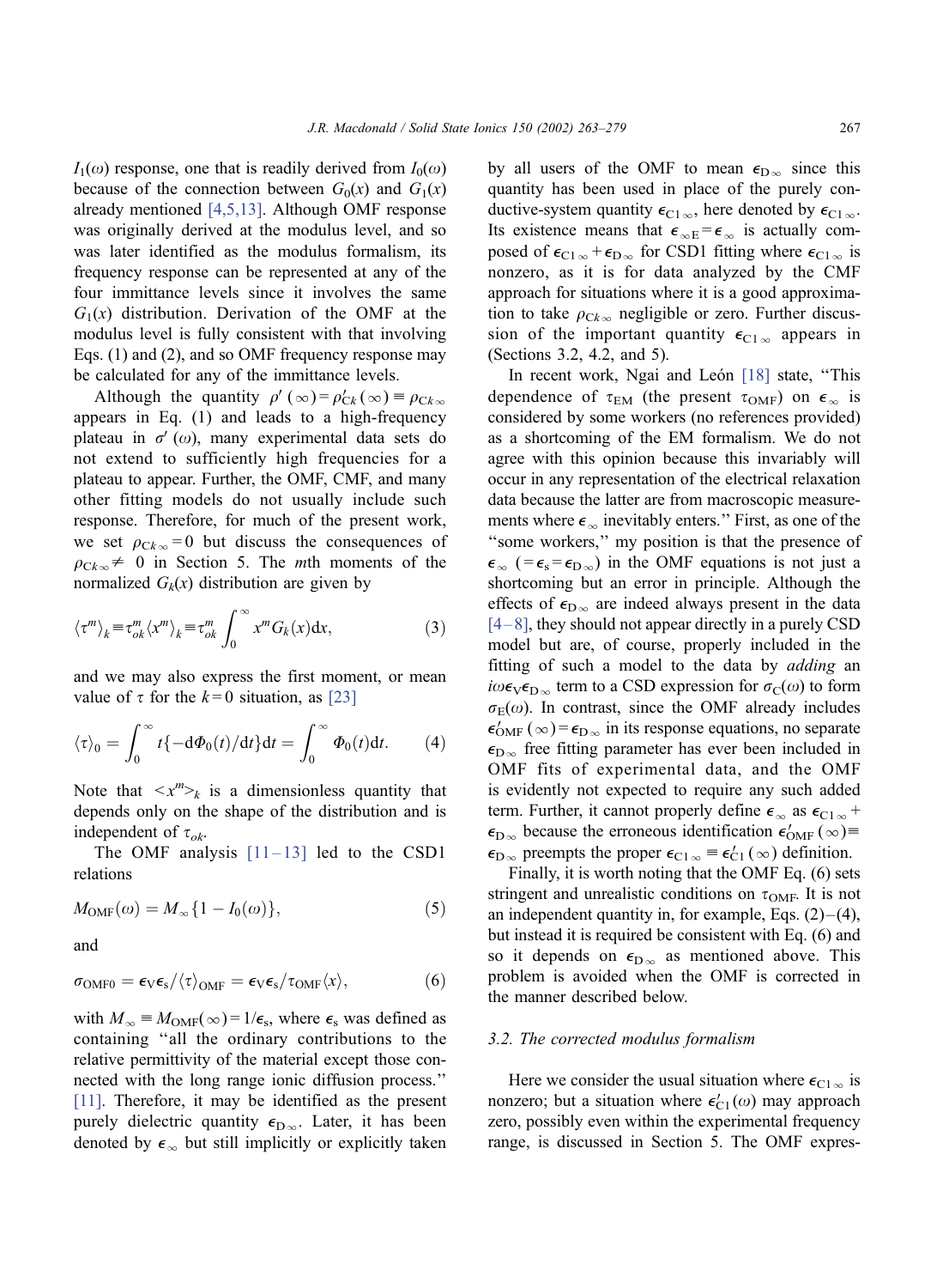$I_1(\omega)$ response, one that is readily derived from $I_0(\omega)$ because of the connection between $G_0(x)$ and $G_1(x)$ already mentioned [4,5,13]. Although OMF response was originally derived at the modulus level, and so was later identified as the modulus formalism, its frequency response can be represented at any of the four immittance levels since it involves the same $G_1(x)$ distribution. Derivation of the OMF at the modulus level is fully consistent with that involving Eqs. (1) and (2), and so OMF frequency response may be calculated for any of the immittance levels.

Although the quantity $\rho'(\infty) = \rho'_{Ck}(\infty) \equiv \rho_{Ck\infty}$ appears in Eq. (1) and leads to a high-frequency plateau in $\sigma'(\omega)$, many experimental data sets do not extend to sufficiently high frequencies for a plateau to appear. Further, the OMF, CMF, and many other fitting models do not usually include such response. Therefore, for much of the present work, we set $\rho_{Ck\infty} = 0$ but discuss the consequences of $\rho_{Ck\infty} \neq 0$ in Section 5. The $m$th moments of the normalized $G_k(x)$ distribution are given by

$$\langle \tau^m \rangle_k \equiv \tau_{ok}^m \langle x^m \rangle_k \equiv \tau_{ok}^m \int_0^\infty x^m G_k(x) \mathrm{d}x, \tag{3}$$

and we may also express the first moment, or mean value of $\tau$ for the $k=0$ situation, as [23]

$$\langle \tau \rangle_0 = \int_0^\infty t\{-\mathrm{d}\Phi_0(t)/\mathrm{d}t\}\mathrm{d}t = \int_0^\infty \Phi_0(t)\mathrm{d}t. \tag{4}$$

Note that $<x^m>_k$ is a dimensionless quantity that depends only on the shape of the distribution and is independent of $\tau_{ok}$.

The OMF analysis [11–13] led to the CSD1 relations

$$M_{\mathrm{OMF}}(\omega) = M_\infty\{1 - I_0(\omega)\}, \tag{5}$$

and

$$\sigma_{\mathrm{OMF0}} = \epsilon_V \epsilon_s / \langle \tau \rangle_{\mathrm{OMF}} = \epsilon_V \epsilon_s / \tau_{\mathrm{OMF}} \langle x \rangle, \tag{6}$$

with $M_\infty \equiv M_{\mathrm{OMF}}(\infty) = 1/\epsilon_s$, where $\epsilon_s$ was defined as containing "all the ordinary contributions to the relative permittivity of the material except those connected with the long range ionic diffusion process." [11]. Therefore, it may be identified as the present purely dielectric quantity $\epsilon_{D\infty}$. Later, it has been denoted by $\epsilon_\infty$ but still implicitly or explicitly taken by all users of the OMF to mean $\epsilon_{D\infty}$ since this quantity has been used in place of the purely conductive-system quantity $\epsilon_{C1\infty}$, here denoted by $\epsilon_{C1\infty}$. Its existence means that $\epsilon_{\infty E} = \epsilon_\infty$ is actually composed of $\epsilon_{C1\infty} + \epsilon_{D\infty}$ for CSD1 fitting where $\epsilon_{C1\infty}$ is nonzero, as it is for data analyzed by the CMF approach for situations where it is a good approximation to take $\rho_{Ck\infty}$ negligible or zero. Further discussion of the important quantity $\epsilon_{C1\infty}$ appears in (Sections 3.2, 4.2, and 5).

In recent work, Ngai and León [18] state, "This dependence of $\tau_{\mathrm{EM}}$ (the present $\tau_{\mathrm{OMF}}$) on $\epsilon_\infty$ is considered by some workers (no references provided) as a shortcoming of the EM formalism. We do not agree with this opinion because this invariably will occur in any representation of the electrical relaxation data because the latter are from macroscopic measurements where $\epsilon_\infty$ inevitably enters." First, as one of the "some workers," my position is that the presence of $\epsilon_\infty$ ($= \epsilon_s = \epsilon_{D\infty}$) in the OMF equations is not just a shortcoming but an error in principle. Although the effects of $\epsilon_{D\infty}$ are indeed always present in the data [4–8], they should not appear directly in a purely CSD model but are, of course, properly included in the fitting of such a model to the data by *adding* an $i\omega\epsilon_V\epsilon_{D\infty}$ term to a CSD expression for $\sigma_C(\omega)$ to form $\sigma_E(\omega)$. In contrast, since the OMF already includes $\epsilon'_{\mathrm{OMF}}(\infty) = \epsilon_{D\infty}$ in its response equations, no separate $\epsilon_{D\infty}$ free fitting parameter has ever been included in OMF fits of experimental data, and the OMF is evidently not expected to require any such added term. Further, it cannot properly define $\epsilon_\infty$ as $\epsilon_{C1\infty} + \epsilon_{D\infty}$ because the erroneous identification $\epsilon'_{\mathrm{OMF}}(\infty) \equiv \epsilon_{D\infty}$ preempts the proper $\epsilon_{C1\infty} \equiv \epsilon'_{C1}(\infty)$ definition.

Finally, it is worth noting that the OMF Eq. (6) sets stringent and unrealistic conditions on $\tau_{\mathrm{OMF}}$. It is not an independent quantity in, for example, Eqs. (2)–(4), but instead it is required be consistent with Eq. (6) and so it depends on $\epsilon_{D\infty}$ as mentioned above. This problem is avoided when the OMF is corrected in the manner described below.

### 3.2. The corrected modulus formalism

Here we consider the usual situation where $\epsilon_{C1\infty}$ is nonzero; but a situation where $\epsilon'_{C1}(\omega)$ may approach zero, possibly even within the experimental frequency range, is discussed in Section 5. The OMF expres-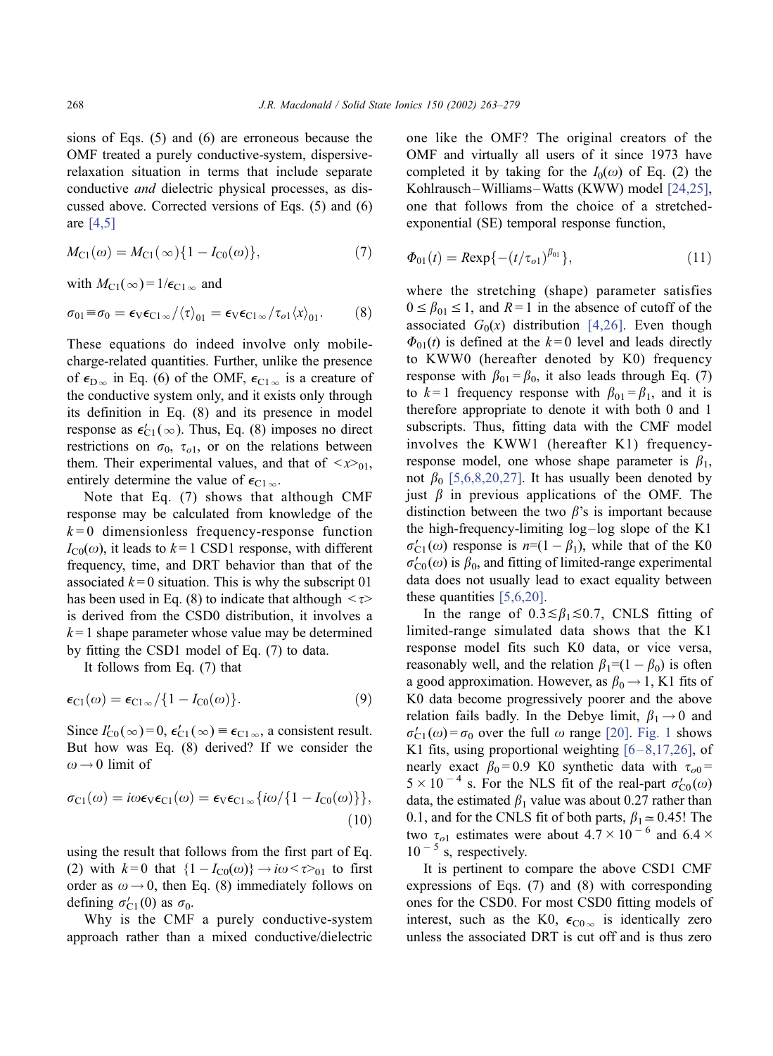sions of Eqs. (5) and (6) are erroneous because the OMF treated a purely conductive-system, dispersive-relaxation situation in terms that include separate conductive *and* dielectric physical processes, as discussed above. Corrected versions of Eqs. (5) and (6) are [4,5]

$$M_{C1}(\omega) = M_{C1}(\infty)\{1 - I_{C0}(\omega)\}, \tag{7}$$

with $M_{C1}(\infty) = 1/\epsilon_{C1\infty}$ and

$$\sigma_{01} \equiv \sigma_0 = \epsilon_V \epsilon_{C1\infty}/\langle\tau\rangle_{01} = \epsilon_V \epsilon_{C1\infty}/\tau_{o1}\langle x\rangle_{01}. \tag{8}$$

These equations do indeed involve only mobile-charge-related quantities. Further, unlike the presence of $\epsilon_{D\infty}$ in Eq. (6) of the OMF, $\epsilon_{C1\infty}$ is a creature of the conductive system only, and it exists only through its definition in Eq. (8) and its presence in model response as $\epsilon'_{C1}(\infty)$. Thus, Eq. (8) imposes no direct restrictions on $\sigma_0$, $\tau_{o1}$, or on the relations between them. Their experimental values, and that of $<x>_{01}$, entirely determine the value of $\epsilon_{C1\infty}$.

Note that Eq. (7) shows that although CMF response may be calculated from knowledge of the $k=0$ dimensionless frequency-response function $I_{C0}(\omega)$, it leads to $k=1$ CSD1 response, with different frequency, time, and DRT behavior than that of the associated $k=0$ situation. This is why the subscript 01 has been used in Eq. (8) to indicate that although $<\tau>$ is derived from the CSD0 distribution, it involves a $k=1$ shape parameter whose value may be determined by fitting the CSD1 model of Eq. (7) to data.

It follows from Eq. (7) that

$$\epsilon_{C1}(\omega) = \epsilon_{C1\infty}/\{1 - I_{C0}(\omega)\}. \tag{9}$$

Since $I'_{C0}(\infty) = 0$, $\epsilon'_{C1}(\infty) \equiv \epsilon_{C1\infty}$, a consistent result. But how was Eq. (8) derived? If we consider the $\omega \to 0$ limit of

$$\sigma_{C1}(\omega) = i\omega\epsilon_V\epsilon_{C1}(\omega) = \epsilon_V\epsilon_{C1\infty}\{i\omega/\{1 - I_{C0}(\omega)\}\}, \tag{10}$$

using the result that follows from the first part of Eq. (2) with $k=0$ that $\{1 - I_{C0}(\omega)\} \to i\omega<\tau>_{01}$ to first order as $\omega \to 0$, then Eq. (8) immediately follows on defining $\sigma'_{C1}(0)$ as $\sigma_0$.

Why is the CMF a purely conductive-system approach rather than a mixed conductive/dielectric one like the OMF? The original creators of the OMF and virtually all users of it since 1973 have completed it by taking for the $I_0(\omega)$ of Eq. (2) the Kohlrausch–Williams–Watts (KWW) model [24,25], one that follows from the choice of a stretched-exponential (SE) temporal response function,

$$\Phi_{01}(t) = R\exp\{-(t/\tau_{o1})^{\beta_{01}}\}, \tag{11}$$

where the stretching (shape) parameter satisfies $0 \le \beta_{01} \le 1$, and $R = 1$ in the absence of cutoff of the associated $G_0(x)$ distribution [4,26]. Even though $\Phi_{01}(t)$ is defined at the $k=0$ level and leads directly to KWW0 (hereafter denoted by K0) frequency response with $\beta_{01} = \beta_0$, it also leads through Eq. (7) to $k=1$ frequency response with $\beta_{01} = \beta_1$, and it is therefore appropriate to denote it with both 0 and 1 subscripts. Thus, fitting data with the CMF model involves the KWW1 (hereafter K1) frequency-response model, one whose shape parameter is $\beta_1$, not $\beta_0$ [5,6,8,20,27]. It has usually been denoted by just $\beta$ in previous applications of the OMF. The distinction between the two $\beta$'s is important because the high-frequency-limiting log–log slope of the K1 $\sigma'_{C1}(\omega)$ response is $n = (1 - \beta_1)$, while that of the K0 $\sigma'_{C0}(\omega)$ is $\beta_0$, and fitting of limited-range experimental data does not usually lead to exact equality between these quantities [5,6,20].

In the range of $0.3 \lesssim \beta_1 \lesssim 0.7$, CNLS fitting of limited-range simulated data shows that the K1 response model fits such K0 data, or vice versa, reasonably well, and the relation $\beta_1 = (1 - \beta_0)$ is often a good approximation. However, as $\beta_0 \to 1$, K1 fits of K0 data become progressively poorer and the above relation fails badly. In the Debye limit, $\beta_1 \to 0$ and $\sigma'_{C1}(\omega) = \sigma_0$ over the full $\omega$ range [20]. Fig. 1 shows K1 fits, using proportional weighting [6–8,17,26], of nearly exact $\beta_0 = 0.9$ K0 synthetic data with $\tau_{o0} = 5 \times 10^{-4}$ s. For the NLS fit of the real-part $\sigma'_{C0}(\omega)$ data, the estimated $\beta_1$ value was about 0.27 rather than 0.1, and for the CNLS fit of both parts, $\beta_1 \simeq 0.45$! The two $\tau_{o1}$ estimates were about $4.7 \times 10^{-6}$ and $6.4 \times 10^{-5}$ s, respectively.

It is pertinent to compare the above CSD1 CMF expressions of Eqs. (7) and (8) with corresponding ones for the CSD0. For most CSD0 fitting models of interest, such as the K0, $\epsilon_{C0\infty}$ is identically zero unless the associated DRT is cut off and is thus zero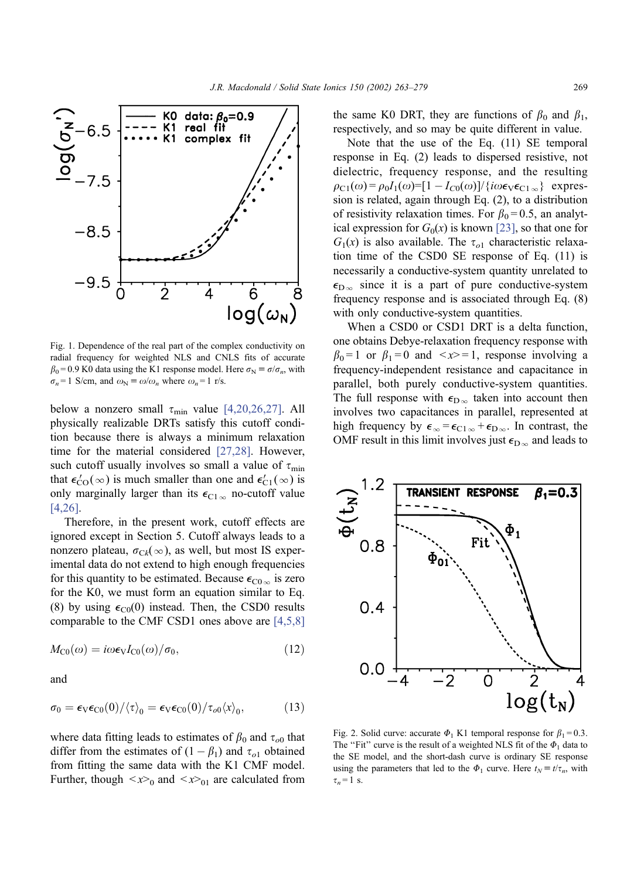Fig. 1. Dependence of the real part of the complex conductivity on radial frequency for weighted NLS and CNLS fits of accurate $\beta_0 = 0.9$ K0 data using the K1 response model. Here $\sigma_N \equiv \sigma/\sigma_n$, with $\sigma_n = 1$ S/cm, and $\omega_N \equiv \omega/\omega_n$ where $\omega_n = 1$ r/s.

below a nonzero small $\tau_{min}$ value [4,20,26,27]. All physically realizable DRTs satisfy this cutoff condition because there is always a minimum relaxation time for the material considered [27,28]. However, such cutoff usually involves so small a value of $\tau_{min}$ that $\epsilon'_{C0}(\infty)$ is much smaller than one and $\epsilon'_{C1}(\infty)$ is only marginally larger than its $\epsilon_{C1\infty}$ no-cutoff value [4,26].

Therefore, in the present work, cutoff effects are ignored except in Section 5. Cutoff always leads to a nonzero plateau, $\sigma_{Ck}(\infty)$, as well, but most IS experimental data do not extend to high enough frequencies for this quantity to be estimated. Because $\epsilon_{C0\infty}$ is zero for the K0, we must form an equation similar to Eq. (8) by using $\epsilon_{C0}(0)$ instead. Then, the CSD0 results comparable to the CMF CSD1 ones above are [4,5,8]

$$M_{C0}(\omega) = i\omega\epsilon_V I_{C0}(\omega)/\sigma_0, \tag{12}$$

and

$$\sigma_0 = \epsilon_V\epsilon_{C0}(0)/\langle\tau\rangle_0 = \epsilon_V\epsilon_{C0}(0)/\tau_{o0}\langle x\rangle_0, \tag{13}$$

where data fitting leads to estimates of $\beta_0$ and $\tau_{o0}$ that differ from the estimates of $(1-\beta_1)$ and $\tau_{o1}$ obtained from fitting the same data with the K1 CMF model. Further, though $<x>_0$ and $<x>_{01}$ are calculated from the same K0 DRT, they are functions of $\beta_0$ and $\beta_1$, respectively, and so may be quite different in value.

Note that the use of the Eq. (11) SE temporal response in Eq. (2) leads to dispersed resistive, not dielectric, frequency response, and the resulting $\rho_{C1}(\omega) = \rho_0 I_1(\omega) = [1 - I_{C0}(\omega)]/\{i\omega\epsilon_V\epsilon_{C1\infty}\}$ expression is related, again through Eq. (2), to a distribution of resistivity relaxation times. For $\beta_0 = 0.5$, an analytical expression for $G_0(x)$ is known [23], so that one for $G_1(x)$ is also available. The $\tau_{o1}$ characteristic relaxation time of the CSD0 SE response of Eq. (11) is necessarily a conductive-system quantity unrelated to $\epsilon_{D\infty}$ since it is a part of pure conductive-system frequency response and is associated through Eq. (8) with only conductive-system quantities.

When a CSD0 or CSD1 DRT is a delta function, one obtains Debye-relaxation frequency response with $\beta_0 = 1$ or $\beta_1 = 0$ and $<x> = 1$, response involving a frequency-independent resistance and capacitance in parallel, both purely conductive-system quantities. The full response with $\epsilon_{D\infty}$ taken into account then involves two capacitances in parallel, represented at high frequency by $\epsilon_\infty = \epsilon_{C1\infty} + \epsilon_{D\infty}$. In contrast, the OMF result in this limit involves just $\epsilon_{D\infty}$ and leads to

Fig. 2. Solid curve: accurate $\Phi_1$ K1 temporal response for $\beta_1 = 0.3$. The "Fit" curve is the result of a weighted NLS fit of the $\Phi_1$ data to the SE model, and the short-dash curve is ordinary SE response using the parameters that led to the $\Phi_1$ curve. Here $t_N \equiv t/\tau_n$, with $\tau_n = 1$ s.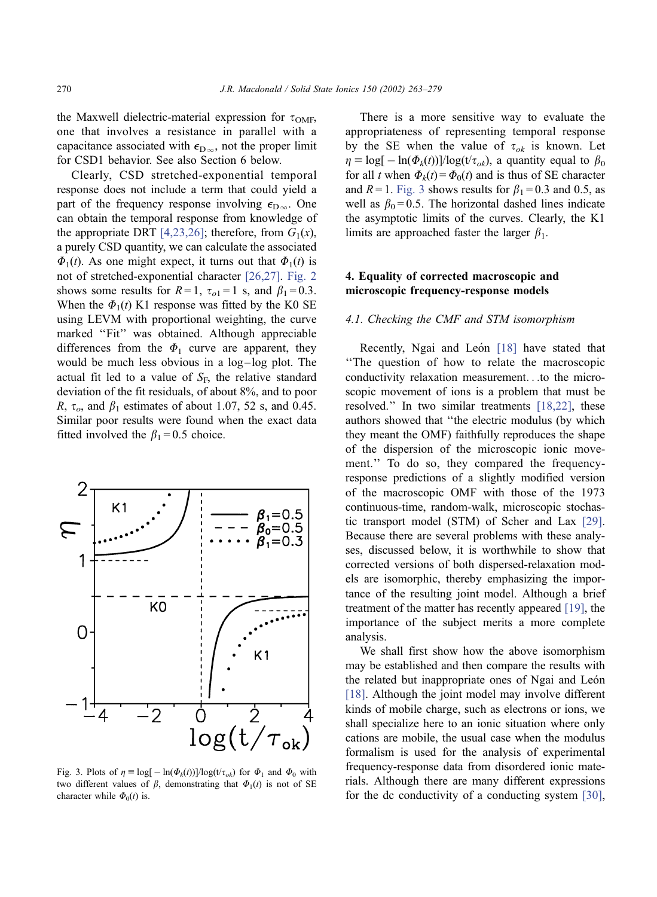the Maxwell dielectric-material expression for $\tau_{OMF}$, one that involves a resistance in parallel with a capacitance associated with $\epsilon_{D\infty}$, not the proper limit for CSD1 behavior. See also Section 6 below.

Clearly, CSD stretched-exponential temporal response does not include a term that could yield a part of the frequency response involving $\epsilon_{D\infty}$. One can obtain the temporal response from knowledge of the appropriate DRT [4,23,26]; therefore, from $G_1(x)$, a purely CSD quantity, we can calculate the associated $\Phi_1(t)$. As one might expect, it turns out that $\Phi_1(t)$ is not of stretched-exponential character [26,27]. Fig. 2 shows some results for $R=1$, $\tau_{o1}=1$ s, and $\beta_1=0.3$. When the $\Phi_1(t)$ K1 response was fitted by the K0 SE using LEVM with proportional weighting, the curve marked "Fit" was obtained. Although appreciable differences from the $\Phi_1$ curve are apparent, they would be much less obvious in a log–log plot. The actual fit led to a value of $S_F$, the relative standard deviation of the fit residuals, of about 8%, and to poor $R$, $\tau_o$, and $\beta_1$ estimates of about 1.07, 52 s, and 0.45. Similar poor results were found when the exact data fitted involved the $\beta_1=0.5$ choice.

Fig. 3. Plots of $\eta \equiv \log[-\ln(\Phi_k(t))]/\log(t/\tau_{ok})$ for $\Phi_1$ and $\Phi_0$ with two different values of $\beta$, demonstrating that $\Phi_1(t)$ is not of SE character while $\Phi_0(t)$ is.

There is a more sensitive way to evaluate the appropriateness of representing temporal response by the SE when the value of $\tau_{ok}$ is known. Let $\eta \equiv \log[-\ln(\Phi_k(t))]/\log(t/\tau_{ok})$, a quantity equal to $\beta_0$ for all $t$ when $\Phi_k(t)=\Phi_0(t)$ and is thus of SE character and $R=1$. Fig. 3 shows results for $\beta_1=0.3$ and 0.5, as well as $\beta_0=0.5$. The horizontal dashed lines indicate the asymptotic limits of the curves. Clearly, the K1 limits are approached faster the larger $\beta_1$.

## 4. Equality of corrected macroscopic and microscopic frequency-response models

### 4.1. Checking the CMF and STM isomorphism

Recently, Ngai and León [18] have stated that "The question of how to relate the macroscopic conductivity relaxation measurement…to the microscopic movement of ions is a problem that must be resolved." In two similar treatments [18,22], these authors showed that "the electric modulus (by which they meant the OMF) faithfully reproduces the shape of the dispersion of the microscopic ionic movement." To do so, they compared the frequency-response predictions of a slightly modified version of the macroscopic OMF with those of the 1973 continuous-time, random-walk, microscopic stochastic transport model (STM) of Scher and Lax [29]. Because there are several problems with these analyses, discussed below, it is worthwhile to show that corrected versions of both dispersed-relaxation models are isomorphic, thereby emphasizing the importance of the resulting joint model. Although a brief treatment of the matter has recently appeared [19], the importance of the subject merits a more complete analysis.

We shall first show how the above isomorphism may be established and then compare the results with the related but inappropriate ones of Ngai and León [18]. Although the joint model may involve different kinds of mobile charge, such as electrons or ions, we shall specialize here to an ionic situation where only cations are mobile, the usual case when the modulus formalism is used for the analysis of experimental frequency-response data from disordered ionic materials. Although there are many different expressions for the dc conductivity of a conducting system [30],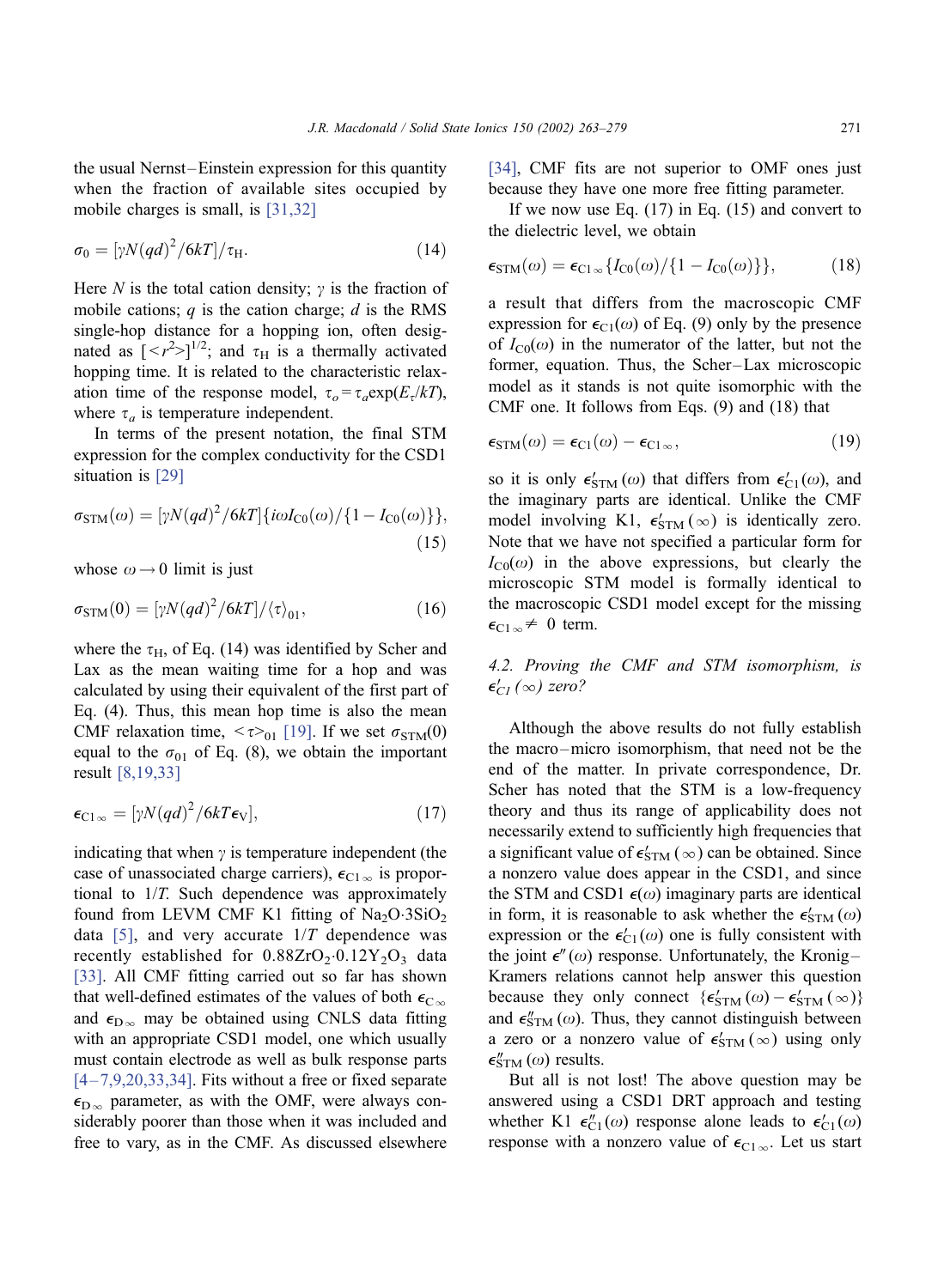the usual Nernst–Einstein expression for this quantity when the fraction of available sites occupied by mobile charges is small, is [31,32]

$$\sigma_0 = [\gamma N(qd)^2/6kT]/\tau_{\mathrm{H}}. \tag{14}$$

Here $N$ is the total cation density; $\gamma$ is the fraction of mobile cations; $q$ is the cation charge; $d$ is the RMS single-hop distance for a hopping ion, often designated as $[<r^2>]^{1/2}$; and $\tau_{\mathrm{H}}$ is a thermally activated hopping time. It is related to the characteristic relaxation time of the response model, $\tau_o = \tau_a \exp(E_\tau/kT)$, where $\tau_a$ is temperature independent.

In terms of the present notation, the final STM expression for the complex conductivity for the CSD1 situation is [29]

$$\sigma_{\mathrm{STM}}(\omega) = [\gamma N(qd)^2/6kT]\{i\omega I_{\mathrm{C0}}(\omega)/\{1 - I_{\mathrm{C0}}(\omega)\}\}, \tag{15}$$

whose $\omega \to 0$ limit is just

$$\sigma_{\mathrm{STM}}(0) = [\gamma N(qd)^2/6kT]/\langle\tau\rangle_{01}, \tag{16}$$

where the $\tau_{\mathrm{H}}$, of Eq. (14) was identified by Scher and Lax as the mean waiting time for a hop and was calculated by using their equivalent of the first part of Eq. (4). Thus, this mean hop time is also the mean CMF relaxation time, $<\tau>_{01}$ [19]. If we set $\sigma_{\mathrm{STM}}(0)$ equal to the $\sigma_{01}$ of Eq. (8), we obtain the important result [8,19,33]

$$\epsilon_{\mathrm{C1}\infty} = [\gamma N(qd)^2/6kT\epsilon_{\mathrm{V}}], \tag{17}$$

indicating that when $\gamma$ is temperature independent (the case of unassociated charge carriers), $\epsilon_{\mathrm{C1}\infty}$ is proportional to $1/T$. Such dependence was approximately found from LEVM CMF K1 fitting of $Na_2O{\cdot}3SiO_2$ data [5], and very accurate $1/T$ dependence was recently established for $0.88ZrO_2{\cdot}0.12Y_2O_3$ data [33]. All CMF fitting carried out so far has shown that well-defined estimates of the values of both $\epsilon_{\mathrm{C}\infty}$ and $\epsilon_{\mathrm{D}\infty}$ may be obtained using CNLS data fitting with an appropriate CSD1 model, one which usually must contain electrode as well as bulk response parts [4–7,9,20,33,34]. Fits without a free or fixed separate $\epsilon_{\mathrm{D}\infty}$ parameter, as with the OMF, were always considerably poorer than those when it was included and free to vary, as in the CMF. As discussed elsewhere [34], CMF fits are not superior to OMF ones just because they have one more free fitting parameter.

If we now use Eq. (17) in Eq. (15) and convert to the dielectric level, we obtain

$$\epsilon_{\mathrm{STM}}(\omega) = \epsilon_{\mathrm{C1}\infty}\{I_{\mathrm{C0}}(\omega)/\{1 - I_{\mathrm{C0}}(\omega)\}\}, \tag{18}$$

a result that differs from the macroscopic CMF expression for $\epsilon_{\mathrm{C1}}(\omega)$ of Eq. (9) only by the presence of $I_{\mathrm{C0}}(\omega)$ in the numerator of the latter, but not the former, equation. Thus, the Scher–Lax microscopic model as it stands is not quite isomorphic with the CMF one. It follows from Eqs. (9) and (18) that

$$\epsilon_{\mathrm{STM}}(\omega) = \epsilon_{\mathrm{C1}}(\omega) - \epsilon_{\mathrm{C1}\infty}, \tag{19}$$

so it is only $\epsilon'_{\mathrm{STM}}(\omega)$ that differs from $\epsilon'_{\mathrm{C1}}(\omega)$, and the imaginary parts are identical. Unlike the CMF model involving K1, $\epsilon'_{\mathrm{STM}}(\infty)$ is identically zero. Note that we have not specified a particular form for $I_{\mathrm{C0}}(\omega)$ in the above expressions, but clearly the microscopic STM model is formally identical to the macroscopic CSD1 model except for the missing $\epsilon_{\mathrm{C1}\infty} \neq 0$ term.

### 4.2. Proving the CMF and STM isomorphism, is $\epsilon'_{C1}(\infty)$ zero?

Although the above results do not fully establish the macro–micro isomorphism, that need not be the end of the matter. In private correspondence, Dr. Scher has noted that the STM is a low-frequency theory and thus its range of applicability does not necessarily extend to sufficiently high frequencies that a significant value of $\epsilon'_{\mathrm{STM}}(\infty)$ can be obtained. Since a nonzero value does appear in the CSD1, and since the STM and CSD1 $\epsilon(\omega)$ imaginary parts are identical in form, it is reasonable to ask whether the $\epsilon'_{\mathrm{STM}}(\omega)$ expression or the $\epsilon'_{\mathrm{C1}}(\omega)$ one is fully consistent with the joint $\epsilon''(\omega)$ response. Unfortunately, the Kronig–Kramers relations cannot help answer this question because they only connect $\{\epsilon'_{\mathrm{STM}}(\omega) - \epsilon'_{\mathrm{STM}}(\infty)\}$ and $\epsilon''_{\mathrm{STM}}(\omega)$. Thus, they cannot distinguish between a zero or a nonzero value of $\epsilon'_{\mathrm{STM}}(\infty)$ using only $\epsilon''_{\mathrm{STM}}(\omega)$ results.

But all is not lost! The above question may be answered using a CSD1 DRT approach and testing whether K1 $\epsilon''_{\mathrm{C1}}(\omega)$ response alone leads to $\epsilon'_{\mathrm{C1}}(\omega)$ response with a nonzero value of $\epsilon_{\mathrm{C1}\infty}$. Let us start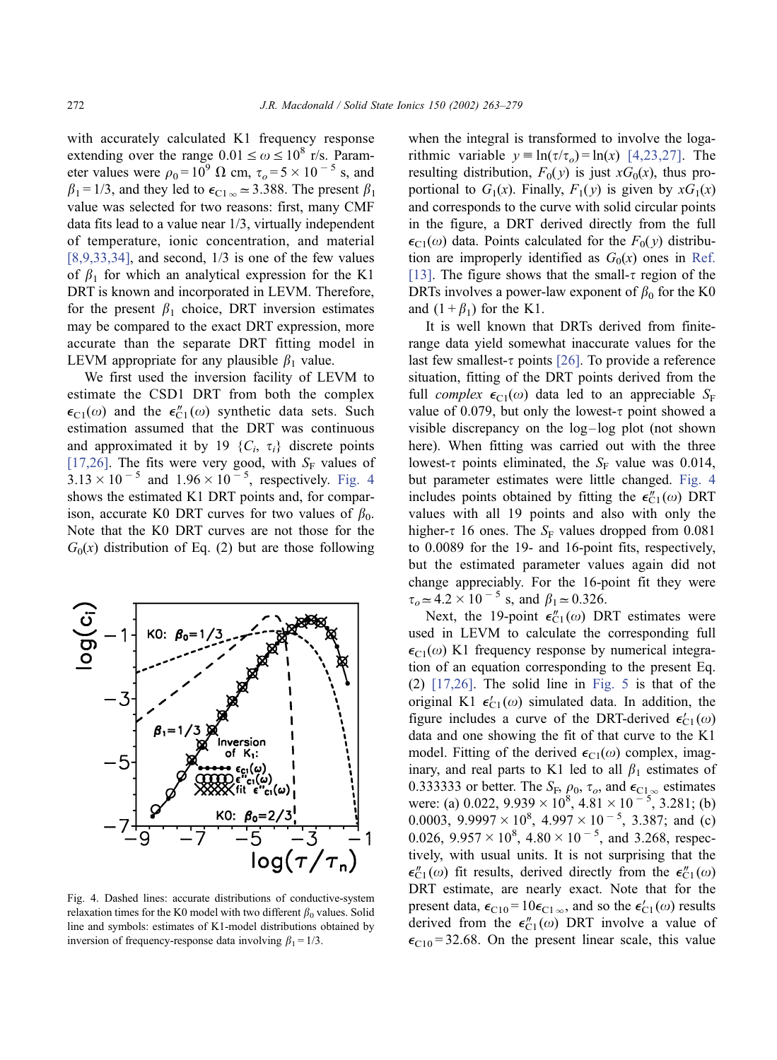with accurately calculated K1 frequency response extending over the range $0.01 \leq \omega \leq 10^8$ r/s. Parameter values were $\rho_0 = 10^9$ Ω cm, $\tau_o = 5 \times 10^{-5}$ s, and $\beta_1 = 1/3$, and they led to $\epsilon_{C1\infty} \simeq 3.388$. The present $\beta_1$ value was selected for two reasons: first, many CMF data fits lead to a value near 1/3, virtually independent of temperature, ionic concentration, and material [8,9,33,34], and second, 1/3 is one of the few values of $\beta_1$ for which an analytical expression for the K1 DRT is known and incorporated in LEVM. Therefore, for the present $\beta_1$ choice, DRT inversion estimates may be compared to the exact DRT expression, more accurate than the separate DRT fitting model in LEVM appropriate for any plausible $\beta_1$ value.

We first used the inversion facility of LEVM to estimate the CSD1 DRT from both the complex $\epsilon_{C1}(\omega)$ and the $\epsilon''_{C1}(\omega)$ synthetic data sets. Such estimation assumed that the DRT was continuous and approximated it by 19 $\{C_i, \tau_i\}$ discrete points [17,26]. The fits were very good, with $S_F$ values of $3.13 \times 10^{-5}$ and $1.96 \times 10^{-5}$, respectively. Fig. 4 shows the estimated K1 DRT points and, for comparison, accurate K0 DRT curves for two values of $\beta_0$. Note that the K0 DRT curves are not those for the $G_0(x)$ distribution of Eq. (2) but are those following

Fig. 4. Dashed lines: accurate distributions of conductive-system relaxation times for the K0 model with two different $\beta_0$ values. Solid line and symbols: estimates of K1-model distributions obtained by inversion of frequency-response data involving $\beta_1 = 1/3$.

when the integral is transformed to involve the logarithmic variable $y \equiv \ln(\tau/\tau_o) = \ln(x)$ [4,23,27]. The resulting distribution, $F_0(y)$ is just $xG_0(x)$, thus proportional to $G_1(x)$. Finally, $F_1(y)$ is given by $xG_1(x)$ and corresponds to the curve with solid circular points in the figure, a DRT derived directly from the full $\epsilon_{C1}(\omega)$ data. Points calculated for the $F_0(y)$ distribution are improperly identified as $G_0(x)$ ones in Ref. [13]. The figure shows that the small-$\tau$ region of the DRTs involves a power-law exponent of $\beta_0$ for the K0 and $(1 + \beta_1)$ for the K1.

It is well known that DRTs derived from finite-range data yield somewhat inaccurate values for the last few smallest-$\tau$ points [26]. To provide a reference situation, fitting of the DRT points derived from the full *complex* $\epsilon_{C1}(\omega)$ data led to an appreciable $S_F$ value of 0.079, but only the lowest-$\tau$ point showed a visible discrepancy on the log–log plot (not shown here). When fitting was carried out with the three lowest-$\tau$ points eliminated, the $S_F$ value was 0.014, but parameter estimates were little changed. Fig. 4 includes points obtained by fitting the $\epsilon''_{C1}(\omega)$ DRT values with all 19 points and also with only the higher-$\tau$ 16 ones. The $S_F$ values dropped from 0.081 to 0.0089 for the 19- and 16-point fits, respectively, but the estimated parameter values again did not change appreciably. For the 16-point fit they were $\tau_o \simeq 4.2 \times 10^{-5}$ s, and $\beta_1 \simeq 0.326$.

Next, the 19-point $\epsilon''_{C1}(\omega)$ DRT estimates were used in LEVM to calculate the corresponding full $\epsilon_{C1}(\omega)$ K1 frequency response by numerical integration of an equation corresponding to the present Eq. (2) [17,26]. The solid line in Fig. 5 is that of the original K1 $\epsilon'_{C1}(\omega)$ simulated data. In addition, the figure includes a curve of the DRT-derived $\epsilon'_{C1}(\omega)$ data and one showing the fit of that curve to the K1 model. Fitting of the derived $\epsilon_{C1}(\omega)$ complex, imaginary, and real parts to K1 led to all $\beta_1$ estimates of 0.333333 or better. The $S_F$, $\rho_0$, $\tau_o$, and $\epsilon_{C1\infty}$ estimates were: (a) 0.022, $9.939 \times 10^8$, $4.81 \times 10^{-5}$, 3.281; (b) 0.0003, $9.9997 \times 10^8$, $4.997 \times 10^{-5}$, 3.387; and (c) 0.026, $9.957 \times 10^8$, $4.80 \times 10^{-5}$, and 3.268, respectively, with usual units. It is not surprising that the $\epsilon''_{C1}(\omega)$ fit results, derived directly from the $\epsilon''_{C1}(\omega)$ DRT estimate, are nearly exact. Note that for the present data, $\epsilon_{C10} = 10\epsilon_{C1\infty}$, and so the $\epsilon'_{C1}(\omega)$ results derived from the $\epsilon''_{C1}(\omega)$ DRT involve a value of $\epsilon_{C10} = 32.68$. On the present linear scale, this value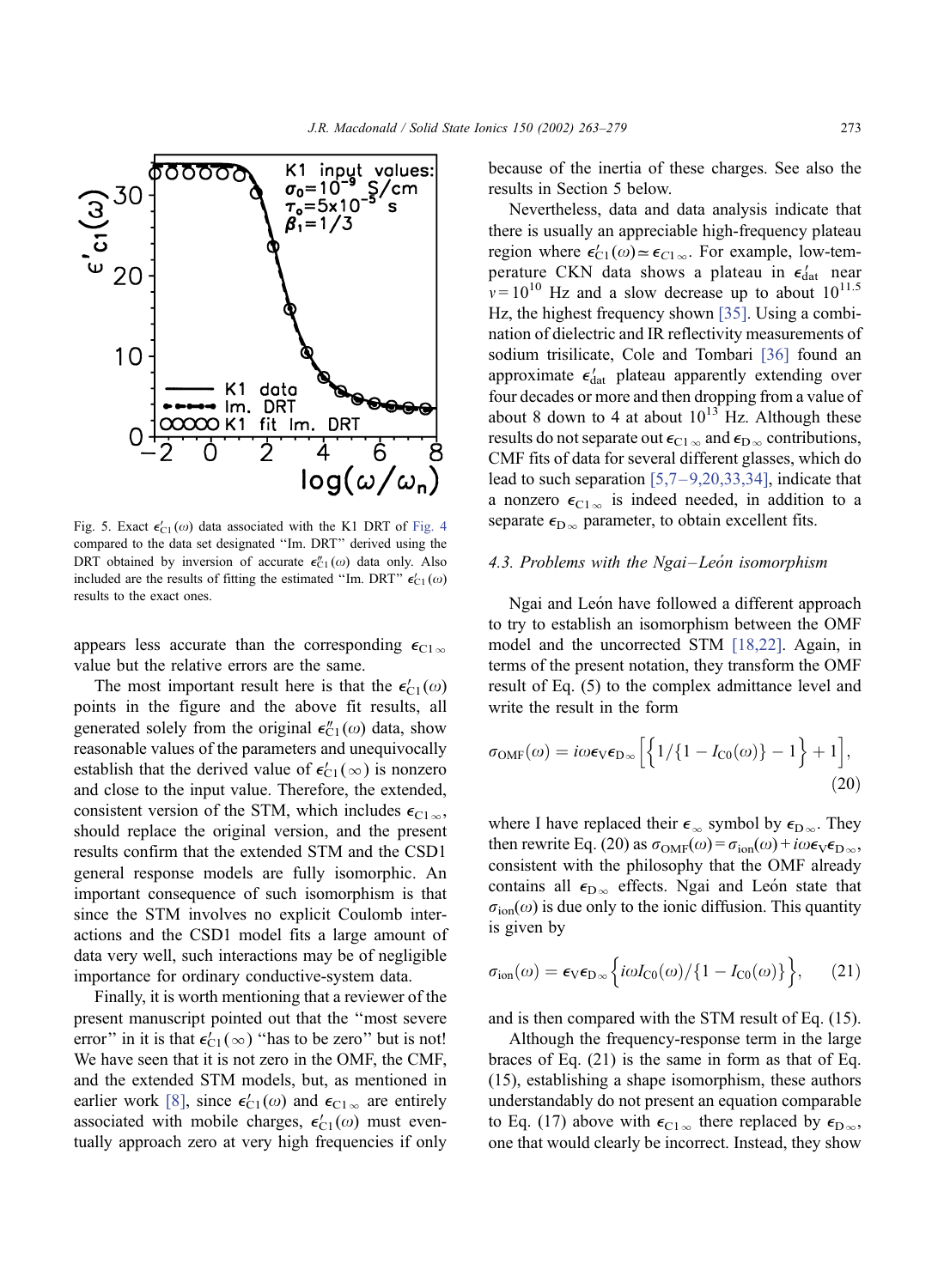Fig. 5. Exact $\epsilon'_{C1}(\omega)$ data associated with the K1 DRT of Fig. 4 compared to the data set designated ''Im. DRT'' derived using the DRT obtained by inversion of accurate $\epsilon''_{C1}(\omega)$ data only. Also included are the results of fitting the estimated ''Im. DRT'' $\epsilon'_{C1}(\omega)$ results to the exact ones.

appears less accurate than the corresponding $\epsilon_{C1\infty}$ value but the relative errors are the same.

The most important result here is that the $\epsilon'_{C1}(\omega)$ points in the figure and the above fit results, all generated solely from the original $\epsilon''_{C1}(\omega)$ data, show reasonable values of the parameters and unequivocally establish that the derived value of $\epsilon'_{C1}(\infty)$ is nonzero and close to the input value. Therefore, the extended, consistent version of the STM, which includes $\epsilon_{C1\infty}$, should replace the original version, and the present results confirm that the extended STM and the CSD1 general response models are fully isomorphic. An important consequence of such isomorphism is that since the STM involves no explicit Coulomb interactions and the CSD1 model fits a large amount of data very well, such interactions may be of negligible importance for ordinary conductive-system data.

Finally, it is worth mentioning that a reviewer of the present manuscript pointed out that the ''most severe error'' in it is that $\epsilon'_{C1}(\infty)$ ''has to be zero'' but is not! We have seen that it is not zero in the OMF, the CMF, and the extended STM models, but, as mentioned in earlier work [8], since $\epsilon'_{C1}(\omega)$ and $\epsilon_{C1\infty}$ are entirely associated with mobile charges, $\epsilon'_{C1}(\omega)$ must eventually approach zero at very high frequencies if only because of the inertia of these charges. See also the results in Section 5 below.

Nevertheless, data and data analysis indicate that there is usually an appreciable high-frequency plateau region where $\epsilon'_{C1}(\omega) \simeq \epsilon_{C1\infty}$. For example, low-temperature CKN data shows a plateau in $\epsilon'_{\rm dat}$ near $\nu = 10^{10}$ Hz and a slow decrease up to about $10^{11.5}$ Hz, the highest frequency shown [35]. Using a combination of dielectric and IR reflectivity measurements of sodium trisilicate, Cole and Tombari [36] found an approximate $\epsilon'_{\rm dat}$ plateau apparently extending over four decades or more and then dropping from a value of about 8 down to 4 at about $10^{13}$ Hz. Although these results do not separate out $\epsilon_{C1\infty}$ and $\epsilon_{D\infty}$ contributions, CMF fits of data for several different glasses, which do lead to such separation [5,7–9,20,33,34], indicate that a nonzero $\epsilon_{C1\infty}$ is indeed needed, in addition to a separate $\epsilon_{D\infty}$ parameter, to obtain excellent fits.

### 4.3. Problems with the Ngai–León isomorphism

Ngai and León have followed a different approach to try to establish an isomorphism between the OMF model and the uncorrected STM [18,22]. Again, in terms of the present notation, they transform the OMF result of Eq. (5) to the complex admittance level and write the result in the form

$$\sigma_{\rm OMF}(\omega) = i\omega\epsilon_{\rm V}\epsilon_{\rm D\infty}\left[\left\{1/\{1 - I_{\rm C0}(\omega)\} - 1\right\} + 1\right], \tag{20}$$

where I have replaced their $\epsilon_\infty$ symbol by $\epsilon_{D\infty}$. They then rewrite Eq. (20) as $\sigma_{\rm OMF}(\omega) = \sigma_{\rm ion}(\omega) + i\omega\epsilon_{\rm V}\epsilon_{\rm D\infty}$, consistent with the philosophy that the OMF already contains all $\epsilon_{D\infty}$ effects. Ngai and León state that $\sigma_{\rm ion}(\omega)$ is due only to the ionic diffusion. This quantity is given by

$$\sigma_{\rm ion}(\omega) = \epsilon_{\rm V}\epsilon_{\rm D\infty}\left\{i\omega I_{\rm C0}(\omega)/\{1 - I_{\rm C0}(\omega)\}\right\}, \tag{21}$$

and is then compared with the STM result of Eq. (15).

Although the frequency-response term in the large braces of Eq. (21) is the same in form as that of Eq. (15), establishing a shape isomorphism, these authors understandably do not present an equation comparable to Eq. (17) above with $\epsilon_{C1\infty}$ there replaced by $\epsilon_{D\infty}$, one that would clearly be incorrect. Instead, they show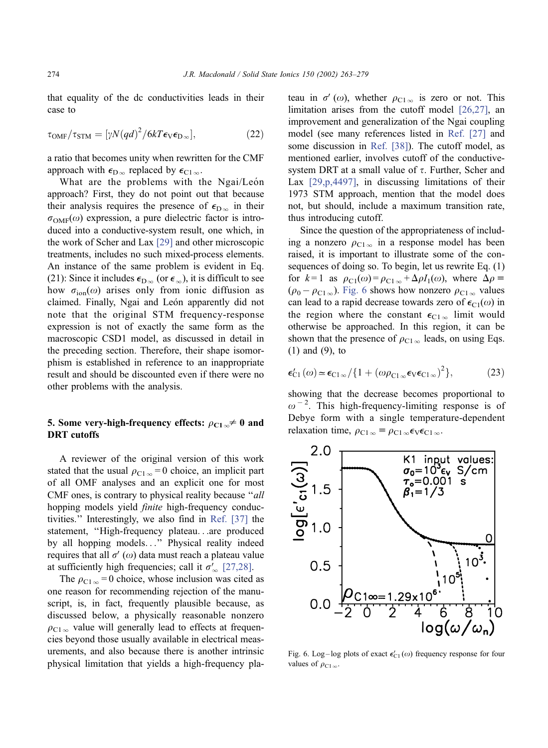that equality of the dc conductivities leads in their case to

$$\tau_{\mathrm{OMF}}/\tau_{\mathrm{STM}} = [\gamma N(qd)^2/6kT\epsilon_{\mathrm{V}}\epsilon_{\mathrm{D}\infty}], \tag{22}$$

a ratio that becomes unity when rewritten for the CMF approach with $\epsilon_{\mathrm{D}\infty}$ replaced by $\epsilon_{\mathrm{C}1\infty}$.

What are the problems with the Ngai/León approach? First, they do not point out that because their analysis requires the presence of $\epsilon_{\mathrm{D}\infty}$ in their $\sigma_{\mathrm{OMF}}(\omega)$ expression, a pure dielectric factor is introduced into a conductive-system result, one which, in the work of Scher and Lax [29] and other microscopic treatments, includes no such mixed-process elements. An instance of the same problem is evident in Eq. (21): Since it includes $\epsilon_{\mathrm{D}\infty}$ (or $\epsilon_{\infty}$), it is difficult to see how $\sigma_{\mathrm{ion}}(\omega)$ arises only from ionic diffusion as claimed. Finally, Ngai and León apparently did not note that the original STM frequency-response expression is not of exactly the same form as the macroscopic CSD1 model, as discussed in detail in the preceding section. Therefore, their shape isomorphism is established in reference to an inappropriate result and should be discounted even if there were no other problems with the analysis.

## 5. Some very-high-frequency effects: $\rho_{\mathrm{C}1\infty} \neq 0$ and DRT cutoffs

A reviewer of the original version of this work stated that the usual $\rho_{\mathrm{C}1\infty} = 0$ choice, an implicit part of all OMF analyses and an explicit one for most CMF ones, is contrary to physical reality because "*all* hopping models yield *finite* high-frequency conductivities." Interestingly, we also find in Ref. [37] the statement, "High-frequency plateau...are produced by all hopping models..." Physical reality indeed requires that all $\sigma'(\omega)$ data must reach a plateau value at sufficiently high frequencies; call it $\sigma'_{\infty}$ [27,28].

The $\rho_{\mathrm{C}1\infty} = 0$ choice, whose inclusion was cited as one reason for recommending rejection of the manuscript, is, in fact, frequently plausible because, as discussed below, a physically reasonable nonzero $\rho_{\mathrm{C}1\infty}$ value will generally lead to effects at frequencies beyond those usually available in electrical measurements, and also because there is another intrinsic physical limitation that yields a high-frequency plateau in $\sigma'(\omega)$, whether $\rho_{\mathrm{C}1\infty}$ is zero or not. This limitation arises from the cutoff model [26,27], an improvement and generalization of the Ngai coupling model (see many references listed in Ref. [27] and some discussion in Ref. [38]). The cutoff model, as mentioned earlier, involves cutoff of the conductive-system DRT at a small value of $\tau$. Further, Scher and Lax [29,p,4497], in discussing limitations of their 1973 STM approach, mention that the model does not, but should, include a maximum transition rate, thus introducing cutoff.

Since the question of the appropriateness of including a nonzero $\rho_{\mathrm{C}1\infty}$ in a response model has been raised, it is important to illustrate some of the consequences of doing so. To begin, let us rewrite Eq. (1) for $k=1$ as $\rho_{\mathrm{C}1}(\omega) = \rho_{\mathrm{C}1\infty} + \Delta\rho I_1(\omega)$, where $\Delta\rho \equiv (\rho_0 - \rho_{\mathrm{C}1\infty})$. Fig. 6 shows how nonzero $\rho_{\mathrm{C}1\infty}$ values can lead to a rapid decrease towards zero of $\epsilon_{\mathrm{C}1}(\omega)$ in the region where the constant $\epsilon_{\mathrm{C}1\infty}$ limit would otherwise be approached. In this region, it can be shown that the presence of $\rho_{\mathrm{C}1\infty}$ leads, on using Eqs. (1) and (9), to

$$\epsilon'_{\mathrm{C}1}(\omega) \simeq \epsilon_{\mathrm{C}1\infty}/\{1 + (\omega\rho_{\mathrm{C}1\infty}\epsilon_{\mathrm{V}}\epsilon_{\mathrm{C}1\infty})^2\}, \tag{23}$$

showing that the decrease becomes proportional to $\omega^{-2}$. This high-frequency-limiting response is of Debye form with a single temperature-dependent relaxation time, $\rho_{\mathrm{C}1\infty} \equiv \rho_{\mathrm{C}1\infty}\epsilon_{\mathrm{V}}\epsilon_{\mathrm{C}1\infty}$.

Fig. 6. Log–log plots of exact $\epsilon'_{\mathrm{C}1}(\omega)$ frequency response for four values of $\rho_{\mathrm{C}1\infty}$.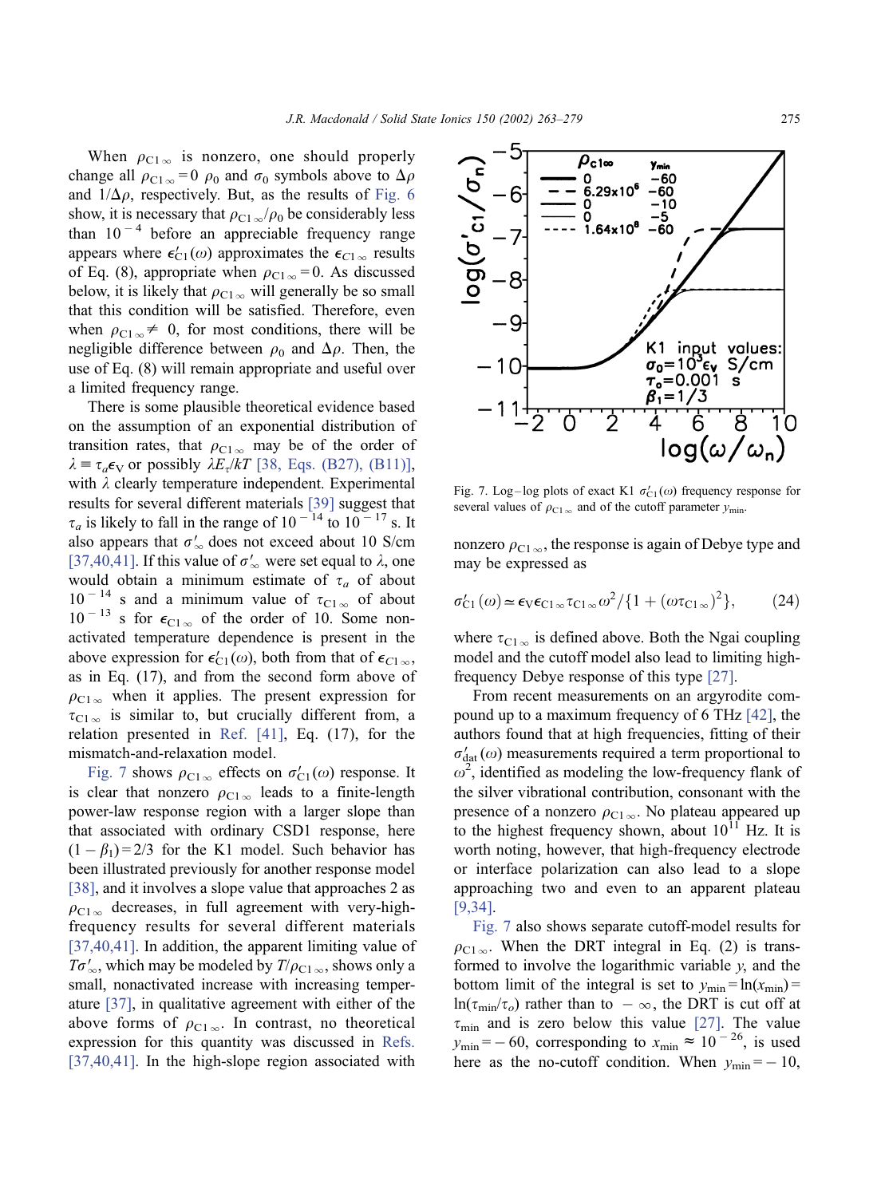When $\rho_{C1\infty}$ is nonzero, one should properly change all $\rho_{C1\infty}=0$ $\rho_0$ and $\sigma_0$ symbols above to $\Delta\rho$ and $1/\Delta\rho$, respectively. But, as the results of Fig. 6 show, it is necessary that $\rho_{C1\infty}/\rho_0$ be considerably less than $10^{-4}$ before an appreciable frequency range appears where $\epsilon'_{C1}(\omega)$ approximates the $\epsilon_{C1\infty}$ results of Eq. (8), appropriate when $\rho_{C1\infty}=0$. As discussed below, it is likely that $\rho_{C1\infty}$ will generally be so small that this condition will be satisfied. Therefore, even when $\rho_{C1\infty}\neq 0$, for most conditions, there will be negligible difference between $\rho_0$ and $\Delta\rho$. Then, the use of Eq. (8) will remain appropriate and useful over a limited frequency range.

There is some plausible theoretical evidence based on the assumption of an exponential distribution of transition rates, that $\rho_{C1\infty}$ may be of the order of $\lambda \equiv \tau_a\epsilon_V$ or possibly $\lambda E_\tau/kT$ [38, Eqs. (B27), (B11)], with $\lambda$ clearly temperature independent. Experimental results for several different materials [39] suggest that $\tau_a$ is likely to fall in the range of $10^{-14}$ to $10^{-17}$ s. It also appears that $\sigma'_\infty$ does not exceed about 10 S/cm [37,40,41]. If this value of $\sigma'_\infty$ were set equal to $\lambda$, one would obtain a minimum estimate of $\tau_a$ of about $10^{-14}$ s and a minimum value of $\tau_{C1\infty}$ of about $10^{-13}$ s for $\epsilon_{C1\infty}$ of the order of 10. Some non-activated temperature dependence is present in the above expression for $\epsilon'_{C1}(\omega)$, both from that of $\epsilon_{C1\infty}$, as in Eq. (17), and from the second form above of $\rho_{C1\infty}$ when it applies. The present expression for $\tau_{C1\infty}$ is similar to, but crucially different from, a relation presented in Ref. [41], Eq. (17), for the mismatch-and-relaxation model.

Fig. 7 shows $\rho_{C1\infty}$ effects on $\sigma'_{C1}(\omega)$ response. It is clear that nonzero $\rho_{C1\infty}$ leads to a finite-length power-law response region with a larger slope than that associated with ordinary CSD1 response, here $(1-\beta_1)=2/3$ for the K1 model. Such behavior has been illustrated previously for another response model [38], and it involves a slope value that approaches 2 as $\rho_{C1\infty}$ decreases, in full agreement with very-high-frequency results for several different materials [37,40,41]. In addition, the apparent limiting value of $T\sigma'_\infty$, which may be modeled by $T/\rho_{C1\infty}$, shows only a small, nonactivated increase with increasing temperature [37], in qualitative agreement with either of the above forms of $\rho_{C1\infty}$. In contrast, no theoretical expression for this quantity was discussed in Refs. [37,40,41]. In the high-slope region associated with nonzero $\rho_{C1\infty}$, the response is again of Debye type and may be expressed as

$$\sigma'_{C1}(\omega) \simeq \epsilon_V\epsilon_{C1\infty}\tau_{C1\infty}\omega^2/\{1+(\omega\tau_{C1\infty})^2\}, \tag{24}$$

where $\tau_{C1\infty}$ is defined above. Both the Ngai coupling model and the cutoff model also lead to limiting high-frequency Debye response of this type [27].

From recent measurements on an argyrodite compound up to a maximum frequency of 6 THz [42], the authors found that at high frequencies, fitting of their $\sigma'_{dat}(\omega)$ measurements required a term proportional to $\omega^2$, identified as modeling the low-frequency flank of the silver vibrational contribution, consonant with the presence of a nonzero $\rho_{C1\infty}$. No plateau appeared up to the highest frequency shown, about $10^{11}$ Hz. It is worth noting, however, that high-frequency electrode or interface polarization can also lead to a slope approaching two and even to an apparent plateau [9,34].

Fig. 7. Log–log plots of exact K1 $\sigma'_{C1}(\omega)$ frequency response for several values of $\rho_{C1\infty}$ and of the cutoff parameter $y_{min}$.

Fig. 7 also shows separate cutoff-model results for $\rho_{C1\infty}$. When the DRT integral in Eq. (2) is transformed to involve the logarithmic variable $y$, and the bottom limit of the integral is set to $y_{min}=\ln(x_{min})=\ln(\tau_{min}/\tau_o)$ rather than to $-\infty$, the DRT is cut off at $\tau_{min}$ and is zero below this value [27]. The value $y_{min}=-60$, corresponding to $x_{min}\approx 10^{-26}$, is used here as the no-cutoff condition. When $y_{min}=-10$,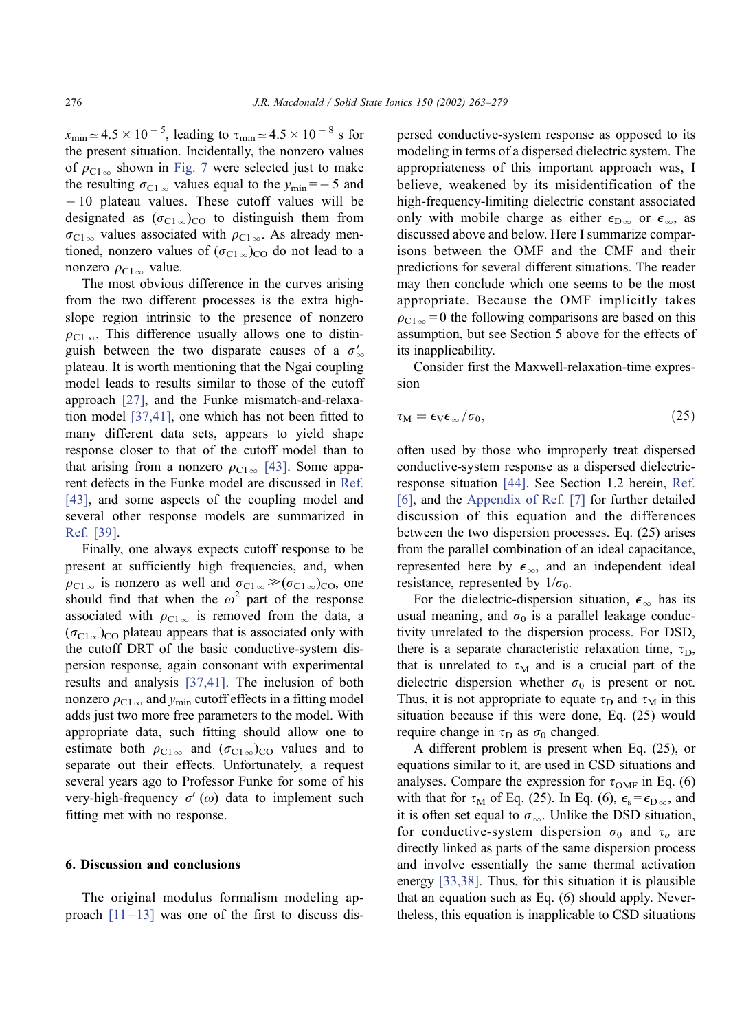$x_{\min} \simeq 4.5 \times 10^{-5}$, leading to $\tau_{\min} \simeq 4.5 \times 10^{-8}$ s for the present situation. Incidentally, the nonzero values of $\rho_{C1\infty}$ shown in Fig. 7 were selected just to make the resulting $\sigma_{C1\infty}$ values equal to the $y_{\min} = -5$ and $-10$ plateau values. These cutoff values will be designated as $(\sigma_{C1\infty})_{CO}$ to distinguish them from $\sigma_{C1\infty}$ values associated with $\rho_{C1\infty}$. As already mentioned, nonzero values of $(\sigma_{C1\infty})_{CO}$ do not lead to a nonzero $\rho_{C1\infty}$ value.

The most obvious difference in the curves arising from the two different processes is the extra high-slope region intrinsic to the presence of nonzero $\rho_{C1\infty}$. This difference usually allows one to distinguish between the two disparate causes of a $\sigma'_{\infty}$ plateau. It is worth mentioning that the Ngai coupling model leads to results similar to those of the cutoff approach [27], and the Funke mismatch-and-relaxation model [37,41], one which has not been fitted to many different data sets, appears to yield shape response closer to that of the cutoff model than to that arising from a nonzero $\rho_{C1\infty}$ [43]. Some apparent defects in the Funke model are discussed in Ref. [43], and some aspects of the coupling model and several other response models are summarized in Ref. [39].

Finally, one always expects cutoff response to be present at sufficiently high frequencies, and, when $\rho_{C1\infty}$ is nonzero as well and $\sigma_{C1\infty} \gg (\sigma_{C1\infty})_{CO}$, one should find that when the $\omega^2$ part of the response associated with $\rho_{C1\infty}$ is removed from the data, a $(\sigma_{C1\infty})_{CO}$ plateau appears that is associated only with the cutoff DRT of the basic conductive-system dispersion response, again consonant with experimental results and analysis [37,41]. The inclusion of both nonzero $\rho_{C1\infty}$ and $y_{\min}$ cutoff effects in a fitting model adds just two more free parameters to the model. With appropriate data, such fitting should allow one to estimate both $\rho_{C1\infty}$ and $(\sigma_{C1\infty})_{CO}$ values and to separate out their effects. Unfortunately, a request several years ago to Professor Funke for some of his very-high-frequency $\sigma'(\omega)$ data to implement such fitting met with no response.

## 6. Discussion and conclusions

The original modulus formalism modeling approach [11–13] was one of the first to discuss dispersed conductive-system response as opposed to its modeling in terms of a dispersed dielectric system. The appropriateness of this important approach was, I believe, weakened by its misidentification of the high-frequency-limiting dielectric constant associated only with mobile charge as either $\epsilon_{D\infty}$ or $\epsilon_{\infty}$, as discussed above and below. Here I summarize comparisons between the OMF and the CMF and their predictions for several different situations. The reader may then conclude which one seems to be the most appropriate. Because the OMF implicitly takes $\rho_{C1\infty} = 0$ the following comparisons are based on this assumption, but see Section 5 above for the effects of its inapplicability.

Consider first the Maxwell-relaxation-time expression

$$\tau_M = \epsilon_V \epsilon_{\infty} / \sigma_0, \tag{25}$$

often used by those who improperly treat dispersed conductive-system response as a dispersed dielectric-response situation [44]. See Section 1.2 herein, Ref. [6], and the Appendix of Ref. [7] for further detailed discussion of this equation and the differences between the two dispersion processes. Eq. (25) arises from the parallel combination of an ideal capacitance, represented here by $\epsilon_{\infty}$, and an independent ideal resistance, represented by $1/\sigma_0$.

For the dielectric-dispersion situation, $\epsilon_{\infty}$ has its usual meaning, and $\sigma_0$ is a parallel leakage conductivity unrelated to the dispersion process. For DSD, there is a separate characteristic relaxation time, $\tau_D$, that is unrelated to $\tau_M$ and is a crucial part of the dielectric dispersion whether $\sigma_0$ is present or not. Thus, it is not appropriate to equate $\tau_D$ and $\tau_M$ in this situation because if this were done, Eq. (25) would require change in $\tau_D$ as $\sigma_0$ changed.

A different problem is present when Eq. (25), or equations similar to it, are used in CSD situations and analyses. Compare the expression for $\tau_{OMF}$ in Eq. (6) with that for $\tau_M$ of Eq. (25). In Eq. (6), $\epsilon_s = \epsilon_{D\infty}$, and it is often set equal to $\sigma_{\infty}$. Unlike the DSD situation, for conductive-system dispersion $\sigma_0$ and $\tau_o$ are directly linked as parts of the same dispersion process and involve essentially the same thermal activation energy [33,38]. Thus, for this situation it is plausible that an equation such as Eq. (6) should apply. Nevertheless, this equation is inapplicable to CSD situations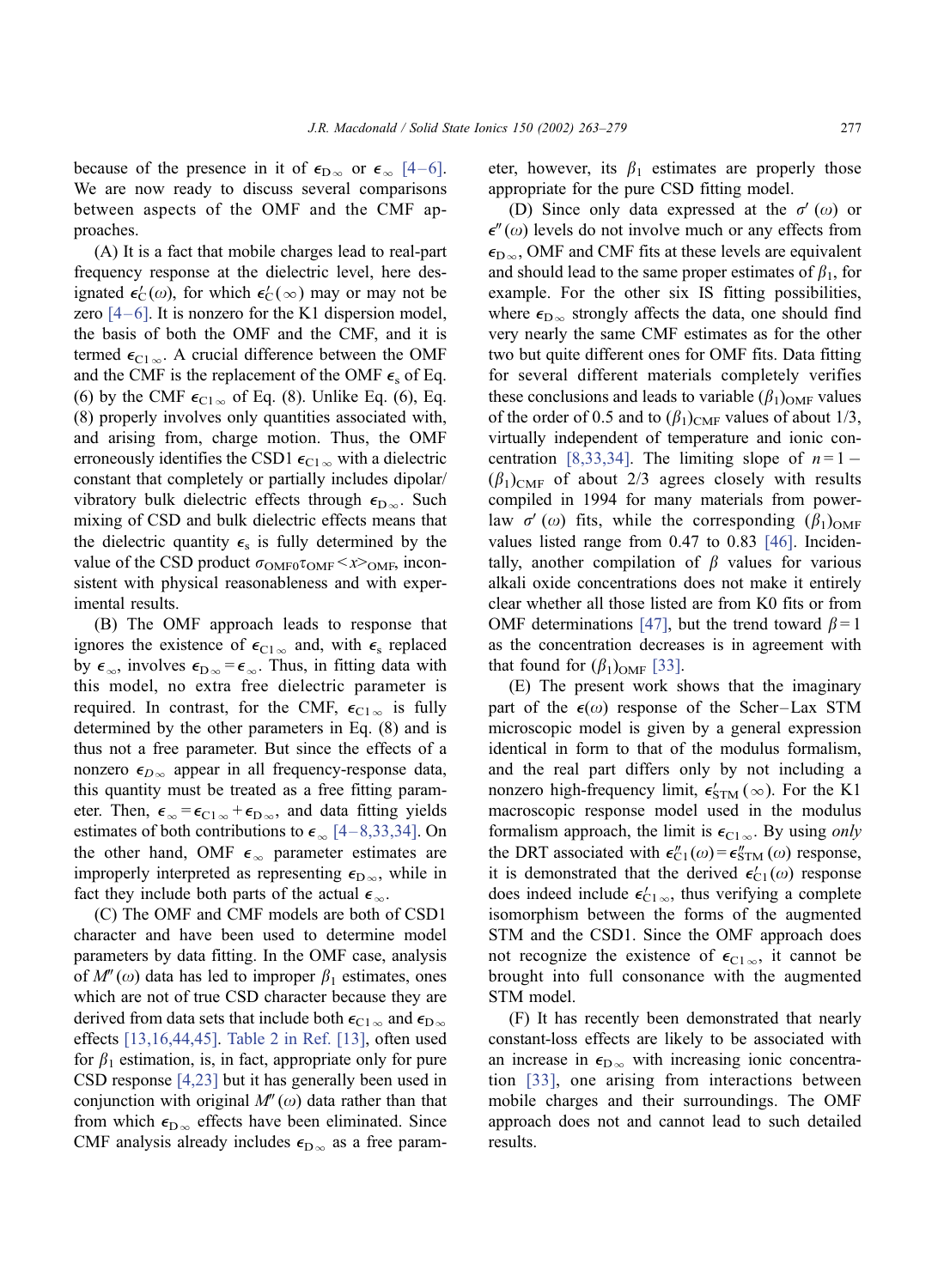because of the presence in it of $\epsilon_{D\infty}$ or $\epsilon_{\infty}$ [4–6]. We are now ready to discuss several comparisons between aspects of the OMF and the CMF approaches.

(A) It is a fact that mobile charges lead to real-part frequency response at the dielectric level, here designated $\epsilon_C'(\omega)$, for which $\epsilon_C'(\infty)$ may or may not be zero [4–6]. It is nonzero for the K1 dispersion model, the basis of both the OMF and the CMF, and it is termed $\epsilon_{C1\infty}$. A crucial difference between the OMF and the CMF is the replacement of the OMF $\epsilon_s$ of Eq. (6) by the CMF $\epsilon_{C1\infty}$ of Eq. (8). Unlike Eq. (6), Eq. (8) properly involves only quantities associated with, and arising from, charge motion. Thus, the OMF erroneously identifies the CSD1 $\epsilon_{C1\infty}$ with a dielectric constant that completely or partially includes dipolar/vibratory bulk dielectric effects through $\epsilon_{D\infty}$. Such mixing of CSD and bulk dielectric effects means that the dielectric quantity $\epsilon_s$ is fully determined by the value of the CSD product $\sigma_{OMF0}\tau_{OMF}<x>_{OMF}$, inconsistent with physical reasonableness and with experimental results.

(B) The OMF approach leads to response that ignores the existence of $\epsilon_{C1\infty}$ and, with $\epsilon_s$ replaced by $\epsilon_{\infty}$, involves $\epsilon_{D\infty}=\epsilon_{\infty}$. Thus, in fitting data with this model, no extra free dielectric parameter is required. In contrast, for the CMF, $\epsilon_{C1\infty}$ is fully determined by the other parameters in Eq. (8) and is thus not a free parameter. But since the effects of a nonzero $\epsilon_{D\infty}$ appear in all frequency-response data, this quantity must be treated as a free fitting parameter. Then, $\epsilon_{\infty}=\epsilon_{C1\infty}+\epsilon_{D\infty}$, and data fitting yields estimates of both contributions to $\epsilon_{\infty}$ [4–8,33,34]. On the other hand, OMF $\epsilon_{\infty}$ parameter estimates are improperly interpreted as representing $\epsilon_{D\infty}$, while in fact they include both parts of the actual $\epsilon_{\infty}$.

(C) The OMF and CMF models are both of CSD1 character and have been used to determine model parameters by data fitting. In the OMF case, analysis of $M''(\omega)$ data has led to improper $\beta_1$ estimates, ones which are not of true CSD character because they are derived from data sets that include both $\epsilon_{C1\infty}$ and $\epsilon_{D\infty}$ effects [13,16,44,45]. Table 2 in Ref. [13], often used for $\beta_1$ estimation, is, in fact, appropriate only for pure CSD response [4,23] but it has generally been used in conjunction with original $M''(\omega)$ data rather than that from which $\epsilon_{D\infty}$ effects have been eliminated. Since CMF analysis already includes $\epsilon_{D\infty}$ as a free parameter, however, its $\beta_1$ estimates are properly those appropriate for the pure CSD fitting model.

(D) Since only data expressed at the $\sigma'(\omega)$ or $\epsilon''(\omega)$ levels do not involve much or any effects from $\epsilon_{D\infty}$, OMF and CMF fits at these levels are equivalent and should lead to the same proper estimates of $\beta_1$, for example. For the other six IS fitting possibilities, where $\epsilon_{D\infty}$ strongly affects the data, one should find very nearly the same CMF estimates as for the other two but quite different ones for OMF fits. Data fitting for several different materials completely verifies these conclusions and leads to variable $(\beta_1)_{OMF}$ values of the order of 0.5 and to $(\beta_1)_{CMF}$ values of about 1/3, virtually independent of temperature and ionic concentration [8,33,34]. The limiting slope of $n=1-(\beta_1)_{CMF}$ of about 2/3 agrees closely with results compiled in 1994 for many materials from power-law $\sigma'(\omega)$ fits, while the corresponding $(\beta_1)_{OMF}$ values listed range from 0.47 to 0.83 [46]. Incidentally, another compilation of $\beta$ values for various alkali oxide concentrations does not make it entirely clear whether all those listed are from K0 fits or from OMF determinations [47], but the trend toward $\beta=1$ as the concentration decreases is in agreement with that found for $(\beta_1)_{OMF}$ [33].

(E) The present work shows that the imaginary part of the $\epsilon(\omega)$ response of the Scher–Lax STM microscopic model is given by a general expression identical in form to that of the modulus formalism, and the real part differs only by not including a nonzero high-frequency limit, $\epsilon_{STM}'(\infty)$. For the K1 macroscopic response model used in the modulus formalism approach, the limit is $\epsilon_{C1\infty}$. By using *only* the DRT associated with $\epsilon_{C1}''(\omega)=\epsilon_{STM}''(\omega)$ response, it is demonstrated that the derived $\epsilon_{C1}'(\omega)$ response does indeed include $\epsilon_{C1\infty}'$, thus verifying a complete isomorphism between the forms of the augmented STM and the CSD1. Since the OMF approach does not recognize the existence of $\epsilon_{C1\infty}$, it cannot be brought into full consonance with the augmented STM model.

(F) It has recently been demonstrated that nearly constant-loss effects are likely to be associated with an increase in $\epsilon_{D\infty}$ with increasing ionic concentration [33], one arising from interactions between mobile charges and their surroundings. The OMF approach does not and cannot lead to such detailed results.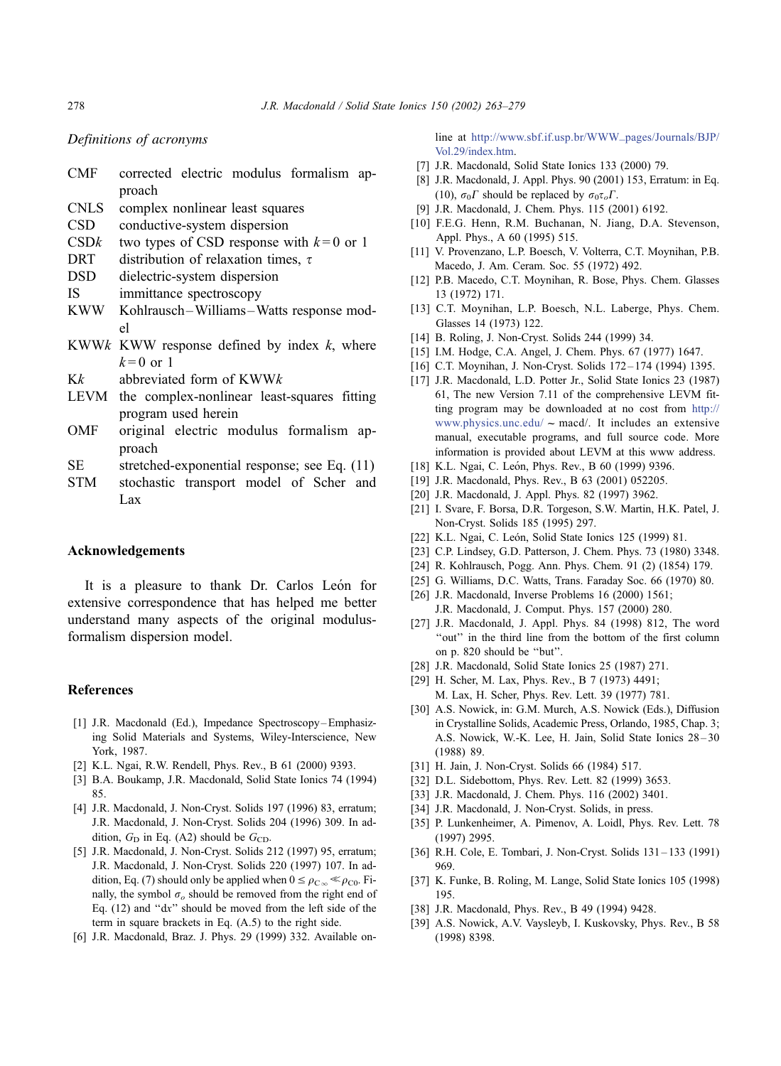*Definitions of acronyms*

- CMF corrected electric modulus formalism approach
- CNLS complex nonlinear least squares
- CSD conductive-system dispersion
- CSD*k* two types of CSD response with $k=0$ or 1
- DRT distribution of relaxation times, $\tau$
- DSD dielectric-system dispersion
- IS immittance spectroscopy
- KWW Kohlrausch–Williams–Watts response model
- KWW*k* KWW response defined by index *k*, where $k=0$ or 1
- K*k* abbreviated form of KWW*k*
- LEVM the complex-nonlinear least-squares fitting program used herein
- OMF original electric modulus formalism approach
- SE stretched-exponential response; see Eq. (11)
- STM stochastic transport model of Scher and Lax

## Acknowledgements

It is a pleasure to thank Dr. Carlos León for extensive correspondence that has helped me better understand many aspects of the original modulus-formalism dispersion model.

## References

[1] J.R. Macdonald (Ed.), Impedance Spectroscopy–Emphasizing Solid Materials and Systems, Wiley-Interscience, New York, 1987.

[2] K.L. Ngai, R.W. Rendell, Phys. Rev., B 61 (2000) 9393.

[3] B.A. Boukamp, J.R. Macdonald, Solid State Ionics 74 (1994) 85.

[4] J.R. Macdonald, J. Non-Cryst. Solids 197 (1996) 83, erratum; J.R. Macdonald, J. Non-Cryst. Solids 204 (1996) 309. In addition, $G_D$ in Eq. (A2) should be $G_{CD}$.

[5] J.R. Macdonald, J. Non-Cryst. Solids 212 (1997) 95, erratum; J.R. Macdonald, J. Non-Cryst. Solids 220 (1997) 107. In addition, Eq. (7) should only be applied when $0 \leq \rho_{C\infty} \ll \rho_{C0}$. Finally, the symbol $\sigma_o$ should be removed from the right end of Eq. (12) and "d*x*" should be moved from the left side of the term in square brackets in Eq. (A.5) to the right side.

[6] J.R. Macdonald, Braz. J. Phys. 29 (1999) 332. Available on-line at http://www.sbf.if.usp.br/WWW_pages/Journals/BJP/Vol.29/index.htm.

[7] J.R. Macdonald, Solid State Ionics 133 (2000) 79.

[8] J.R. Macdonald, J. Appl. Phys. 90 (2001) 153, Erratum: in Eq. (10), $\sigma_0\Gamma$ should be replaced by $\sigma_0\tau_o\Gamma$.

[9] J.R. Macdonald, J. Chem. Phys. 115 (2001) 6192.

[10] F.E.G. Henn, R.M. Buchanan, N. Jiang, D.A. Stevenson, Appl. Phys., A 60 (1995) 515.

[11] V. Provenzano, L.P. Boesch, V. Volterra, C.T. Moynihan, P.B. Macedo, J. Am. Ceram. Soc. 55 (1972) 492.

[12] P.B. Macedo, C.T. Moynihan, R. Bose, Phys. Chem. Glasses 13 (1972) 171.

[13] C.T. Moynihan, L.P. Boesch, N.L. Laberge, Phys. Chem. Glasses 14 (1973) 122.

[14] B. Roling, J. Non-Cryst. Solids 244 (1999) 34.

[15] I.M. Hodge, C.A. Angel, J. Chem. Phys. 67 (1977) 1647.

[16] C.T. Moynihan, J. Non-Cryst. Solids 172–174 (1994) 1395.

[17] J.R. Macdonald, L.D. Potter Jr., Solid State Ionics 23 (1987) 61, The new Version 7.11 of the comprehensive LEVM fitting program may be downloaded at no cost from http://www.physics.unc.edu/~macd/. It includes an extensive manual, executable programs, and full source code. More information is provided about LEVM at this www address.

[18] K.L. Ngai, C. León, Phys. Rev., B 60 (1999) 9396.

[19] J.R. Macdonald, Phys. Rev., B 63 (2001) 052205.

[20] J.R. Macdonald, J. Appl. Phys. 82 (1997) 3962.

[21] I. Svare, F. Borsa, D.R. Torgeson, S.W. Martin, H.K. Patel, J. Non-Cryst. Solids 185 (1995) 297.

[22] K.L. Ngai, C. León, Solid State Ionics 125 (1999) 81.

[23] C.P. Lindsey, G.D. Patterson, J. Chem. Phys. 73 (1980) 3348.

[24] R. Kohlrausch, Pogg. Ann. Phys. Chem. 91 (2) (1854) 179.

[25] G. Williams, D.C. Watts, Trans. Faraday Soc. 66 (1970) 80.

[26] J.R. Macdonald, Inverse Problems 16 (2000) 1561; J.R. Macdonald, J. Comput. Phys. 157 (2000) 280.

[27] J.R. Macdonald, J. Appl. Phys. 84 (1998) 812, The word "out" in the third line from the bottom of the first column on p. 820 should be "but".

[28] J.R. Macdonald, Solid State Ionics 25 (1987) 271.

[29] H. Scher, M. Lax, Phys. Rev., B 7 (1973) 4491; M. Lax, H. Scher, Phys. Rev. Lett. 39 (1977) 781.

[30] A.S. Nowick, in: G.M. Murch, A.S. Nowick (Eds.), Diffusion in Crystalline Solids, Academic Press, Orlando, 1985, Chap. 3; A.S. Nowick, W.-K. Lee, H. Jain, Solid State Ionics 28–30 (1988) 89.

[31] H. Jain, J. Non-Cryst. Solids 66 (1984) 517.

[32] D.L. Sidebottom, Phys. Rev. Lett. 82 (1999) 3653.

[33] J.R. Macdonald, J. Chem. Phys. 116 (2002) 3401.

[34] J.R. Macdonald, J. Non-Cryst. Solids, in press.

[35] P. Lunkenheimer, A. Pimenov, A. Loidl, Phys. Rev. Lett. 78 (1997) 2995.

[36] R.H. Cole, E. Tombari, J. Non-Cryst. Solids 131–133 (1991) 969.

[37] K. Funke, B. Roling, M. Lange, Solid State Ionics 105 (1998) 195.

[38] J.R. Macdonald, Phys. Rev., B 49 (1994) 9428.

[39] A.S. Nowick, A.V. Vaysleyb, I. Kuskovsky, Phys. Rev., B 58 (1998) 8398.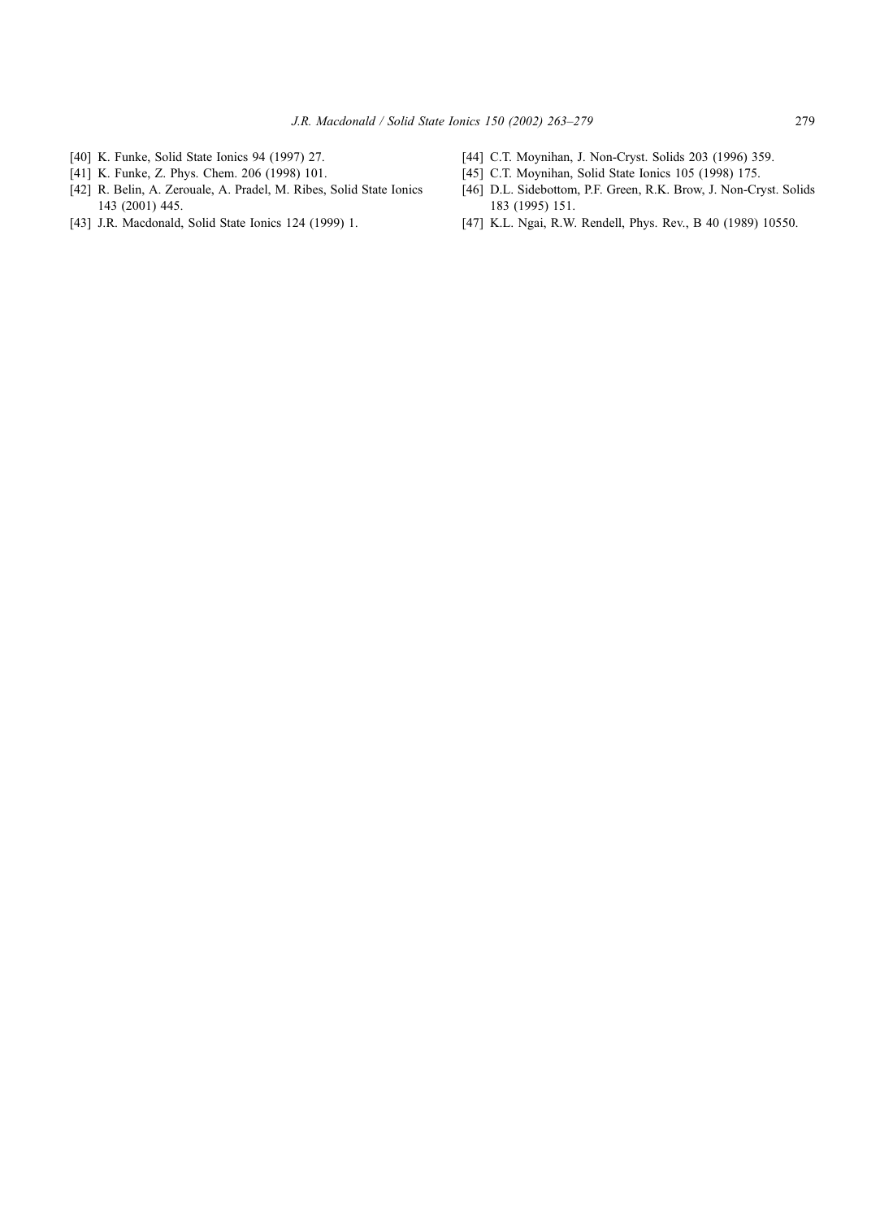[40] K. Funke, Solid State Ionics 94 (1997) 27.

[41] K. Funke, Z. Phys. Chem. 206 (1998) 101.

[42] R. Belin, A. Zerouale, A. Pradel, M. Ribes, Solid State Ionics 143 (2001) 445.

[43] J.R. Macdonald, Solid State Ionics 124 (1999) 1.

[44] C.T. Moynihan, J. Non-Cryst. Solids 203 (1996) 359.

[45] C.T. Moynihan, Solid State Ionics 105 (1998) 175.

[46] D.L. Sidebottom, P.F. Green, R.K. Brow, J. Non-Cryst. Solids 183 (1995) 151.

[47] K.L. Ngai, R.W. Rendell, Phys. Rev., B 40 (1989) 10550.